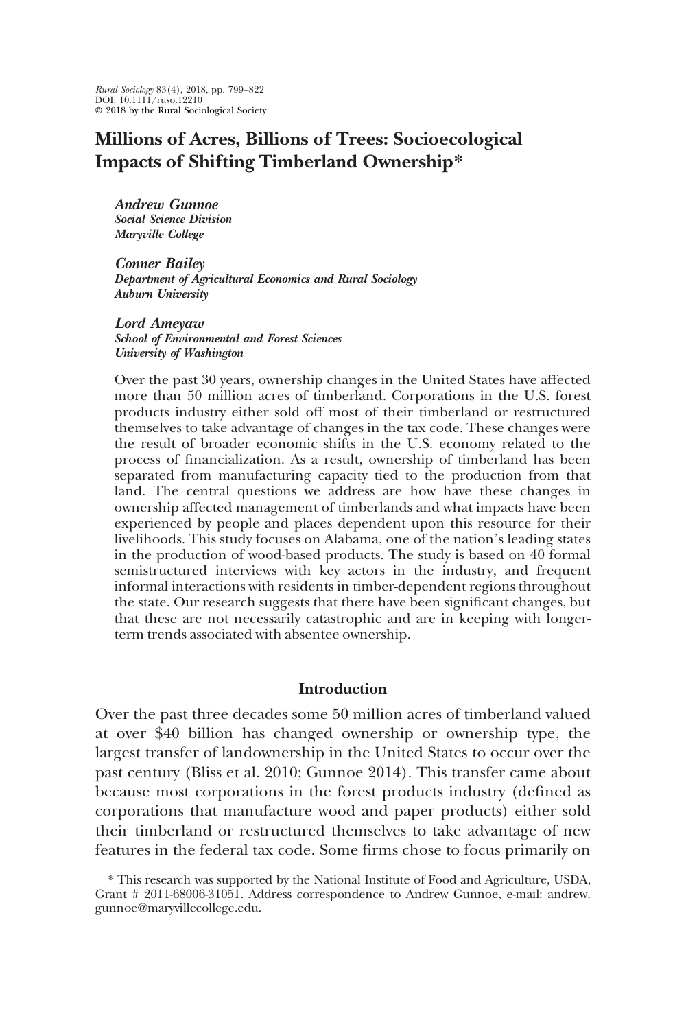Rural Sociology 83(4), 2018, pp. 799–822
DOI: 10.1111/ruso.12210
© 2018 by the Rural Sociological Society

# Millions of Acres, Billions of Trees: Socioecological Impacts of Shifting Timberland Ownership*

***Andrew Gunnoe***
***Social Science Division***
***Maryville College***

***Conner Bailey***
***Department of Agricultural Economics and Rural Sociology***
***Auburn University***

***Lord Ameyaw***
***School of Environmental and Forest Sciences***
***University of Washington***

Over the past 30 years, ownership changes in the United States have affected more than 50 million acres of timberland. Corporations in the U.S. forest products industry either sold off most of their timberland or restructured themselves to take advantage of changes in the tax code. These changes were the result of broader economic shifts in the U.S. economy related to the process of financialization. As a result, ownership of timberland has been separated from manufacturing capacity tied to the production from that land. The central questions we address are how have these changes in ownership affected management of timberlands and what impacts have been experienced by people and places dependent upon this resource for their livelihoods. This study focuses on Alabama, one of the nation's leading states in the production of wood-based products. The study is based on 40 formal semistructured interviews with key actors in the industry, and frequent informal interactions with residents in timber-dependent regions throughout the state. Our research suggests that there have been significant changes, but that these are not necessarily catastrophic and are in keeping with longer-term trends associated with absentee ownership.

## Introduction

Over the past three decades some 50 million acres of timberland valued at over $40 billion has changed ownership or ownership type, the largest transfer of landownership in the United States to occur over the past century (Bliss et al. 2010; Gunnoe 2014). This transfer came about because most corporations in the forest products industry (defined as corporations that manufacture wood and paper products) either sold their timberland or restructured themselves to take advantage of new features in the federal tax code. Some firms chose to focus primarily on

\* This research was supported by the National Institute of Food and Agriculture, USDA, Grant # 2011-68006-31051. Address correspondence to Andrew Gunnoe, e-mail: andrew.gunnoe@maryvillecollege.edu.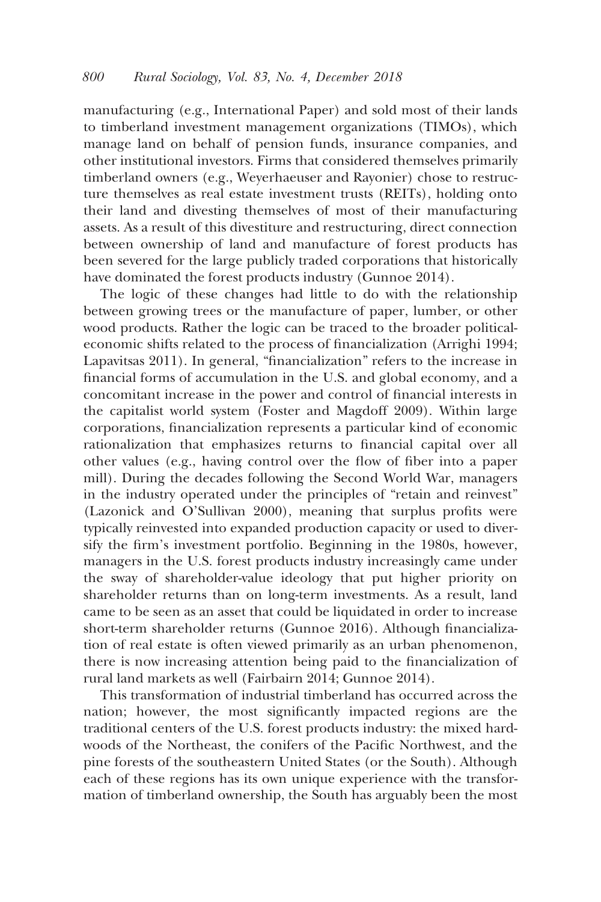manufacturing (e.g., International Paper) and sold most of their lands to timberland investment management organizations (TIMOs), which manage land on behalf of pension funds, insurance companies, and other institutional investors. Firms that considered themselves primarily timberland owners (e.g., Weyerhaeuser and Rayonier) chose to restructure themselves as real estate investment trusts (REITs), holding onto their land and divesting themselves of most of their manufacturing assets. As a result of this divestiture and restructuring, direct connection between ownership of land and manufacture of forest products has been severed for the large publicly traded corporations that historically have dominated the forest products industry (Gunnoe 2014).

The logic of these changes had little to do with the relationship between growing trees or the manufacture of paper, lumber, or other wood products. Rather the logic can be traced to the broader political-economic shifts related to the process of financialization (Arrighi 1994; Lapavitsas 2011). In general, "financialization" refers to the increase in financial forms of accumulation in the U.S. and global economy, and a concomitant increase in the power and control of financial interests in the capitalist world system (Foster and Magdoff 2009). Within large corporations, financialization represents a particular kind of economic rationalization that emphasizes returns to financial capital over all other values (e.g., having control over the flow of fiber into a paper mill). During the decades following the Second World War, managers in the industry operated under the principles of "retain and reinvest" (Lazonick and O'Sullivan 2000), meaning that surplus profits were typically reinvested into expanded production capacity or used to diversify the firm's investment portfolio. Beginning in the 1980s, however, managers in the U.S. forest products industry increasingly came under the sway of shareholder-value ideology that put higher priority on shareholder returns than on long-term investments. As a result, land came to be seen as an asset that could be liquidated in order to increase short-term shareholder returns (Gunnoe 2016). Although financialization of real estate is often viewed primarily as an urban phenomenon, there is now increasing attention being paid to the financialization of rural land markets as well (Fairbairn 2014; Gunnoe 2014).

This transformation of industrial timberland has occurred across the nation; however, the most significantly impacted regions are the traditional centers of the U.S. forest products industry: the mixed hardwoods of the Northeast, the conifers of the Pacific Northwest, and the pine forests of the southeastern United States (or the South). Although each of these regions has its own unique experience with the transformation of timberland ownership, the South has arguably been the most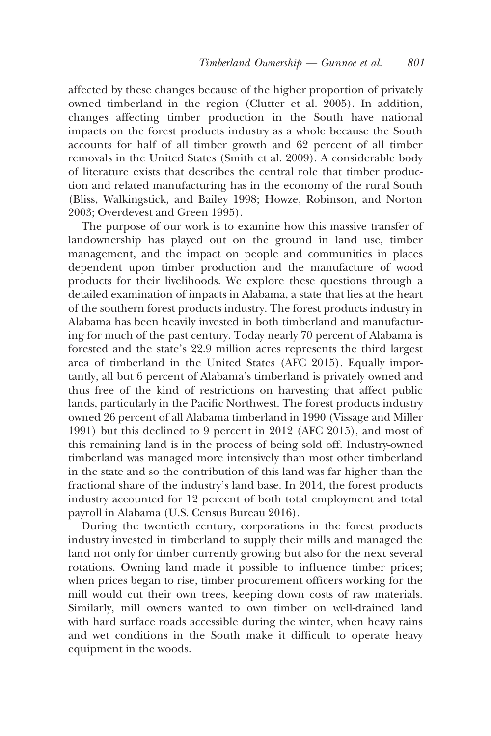affected by these changes because of the higher proportion of privately owned timberland in the region (Clutter et al. 2005). In addition, changes affecting timber production in the South have national impacts on the forest products industry as a whole because the South accounts for half of all timber growth and 62 percent of all timber removals in the United States (Smith et al. 2009). A considerable body of literature exists that describes the central role that timber production and related manufacturing has in the economy of the rural South (Bliss, Walkingstick, and Bailey 1998; Howze, Robinson, and Norton 2003; Overdevest and Green 1995).

The purpose of our work is to examine how this massive transfer of landownership has played out on the ground in land use, timber management, and the impact on people and communities in places dependent upon timber production and the manufacture of wood products for their livelihoods. We explore these questions through a detailed examination of impacts in Alabama, a state that lies at the heart of the southern forest products industry. The forest products industry in Alabama has been heavily invested in both timberland and manufacturing for much of the past century. Today nearly 70 percent of Alabama is forested and the state's 22.9 million acres represents the third largest area of timberland in the United States (AFC 2015). Equally importantly, all but 6 percent of Alabama's timberland is privately owned and thus free of the kind of restrictions on harvesting that affect public lands, particularly in the Pacific Northwest. The forest products industry owned 26 percent of all Alabama timberland in 1990 (Vissage and Miller 1991) but this declined to 9 percent in 2012 (AFC 2015), and most of this remaining land is in the process of being sold off. Industry-owned timberland was managed more intensively than most other timberland in the state and so the contribution of this land was far higher than the fractional share of the industry's land base. In 2014, the forest products industry accounted for 12 percent of both total employment and total payroll in Alabama (U.S. Census Bureau 2016).

During the twentieth century, corporations in the forest products industry invested in timberland to supply their mills and managed the land not only for timber currently growing but also for the next several rotations. Owning land made it possible to influence timber prices; when prices began to rise, timber procurement officers working for the mill would cut their own trees, keeping down costs of raw materials. Similarly, mill owners wanted to own timber on well-drained land with hard surface roads accessible during the winter, when heavy rains and wet conditions in the South make it difficult to operate heavy equipment in the woods.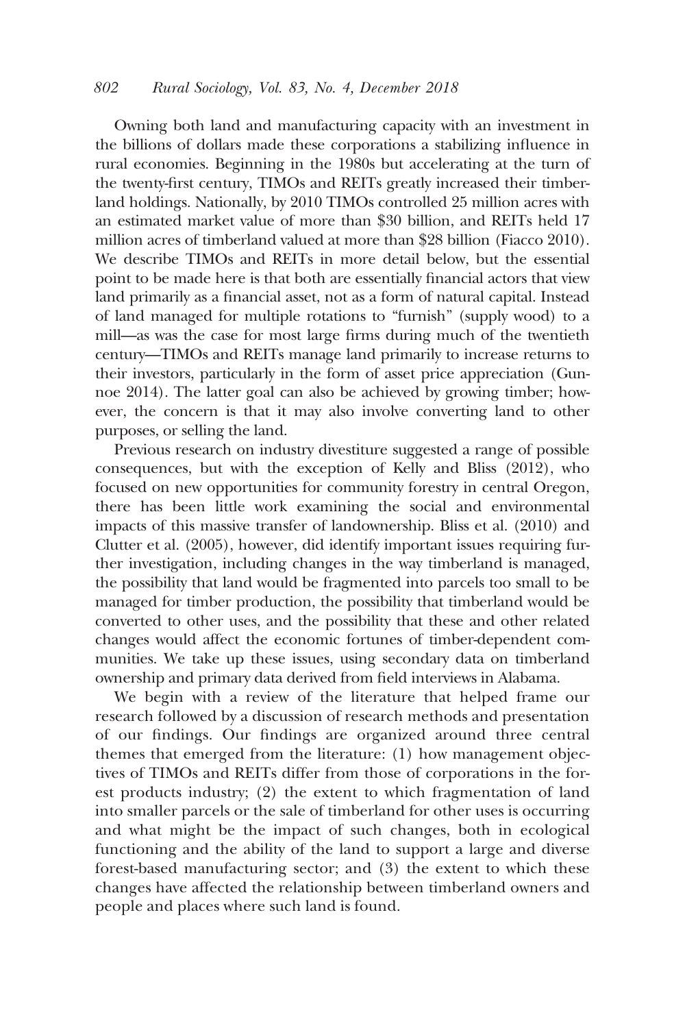Owning both land and manufacturing capacity with an investment in the billions of dollars made these corporations a stabilizing influence in rural economies. Beginning in the 1980s but accelerating at the turn of the twenty-first century, TIMOs and REITs greatly increased their timberland holdings. Nationally, by 2010 TIMOs controlled 25 million acres with an estimated market value of more than $30 billion, and REITs held 17 million acres of timberland valued at more than $28 billion (Fiacco 2010). We describe TIMOs and REITs in more detail below, but the essential point to be made here is that both are essentially financial actors that view land primarily as a financial asset, not as a form of natural capital. Instead of land managed for multiple rotations to "furnish" (supply wood) to a mill—as was the case for most large firms during much of the twentieth century—TIMOs and REITs manage land primarily to increase returns to their investors, particularly in the form of asset price appreciation (Gunnoe 2014). The latter goal can also be achieved by growing timber; however, the concern is that it may also involve converting land to other purposes, or selling the land.

Previous research on industry divestiture suggested a range of possible consequences, but with the exception of Kelly and Bliss (2012), who focused on new opportunities for community forestry in central Oregon, there has been little work examining the social and environmental impacts of this massive transfer of landownership. Bliss et al. (2010) and Clutter et al. (2005), however, did identify important issues requiring further investigation, including changes in the way timberland is managed, the possibility that land would be fragmented into parcels too small to be managed for timber production, the possibility that timberland would be converted to other uses, and the possibility that these and other related changes would affect the economic fortunes of timber-dependent communities. We take up these issues, using secondary data on timberland ownership and primary data derived from field interviews in Alabama.

We begin with a review of the literature that helped frame our research followed by a discussion of research methods and presentation of our findings. Our findings are organized around three central themes that emerged from the literature: (1) how management objectives of TIMOs and REITs differ from those of corporations in the forest products industry; (2) the extent to which fragmentation of land into smaller parcels or the sale of timberland for other uses is occurring and what might be the impact of such changes, both in ecological functioning and the ability of the land to support a large and diverse forest-based manufacturing sector; and (3) the extent to which these changes have affected the relationship between timberland owners and people and places where such land is found.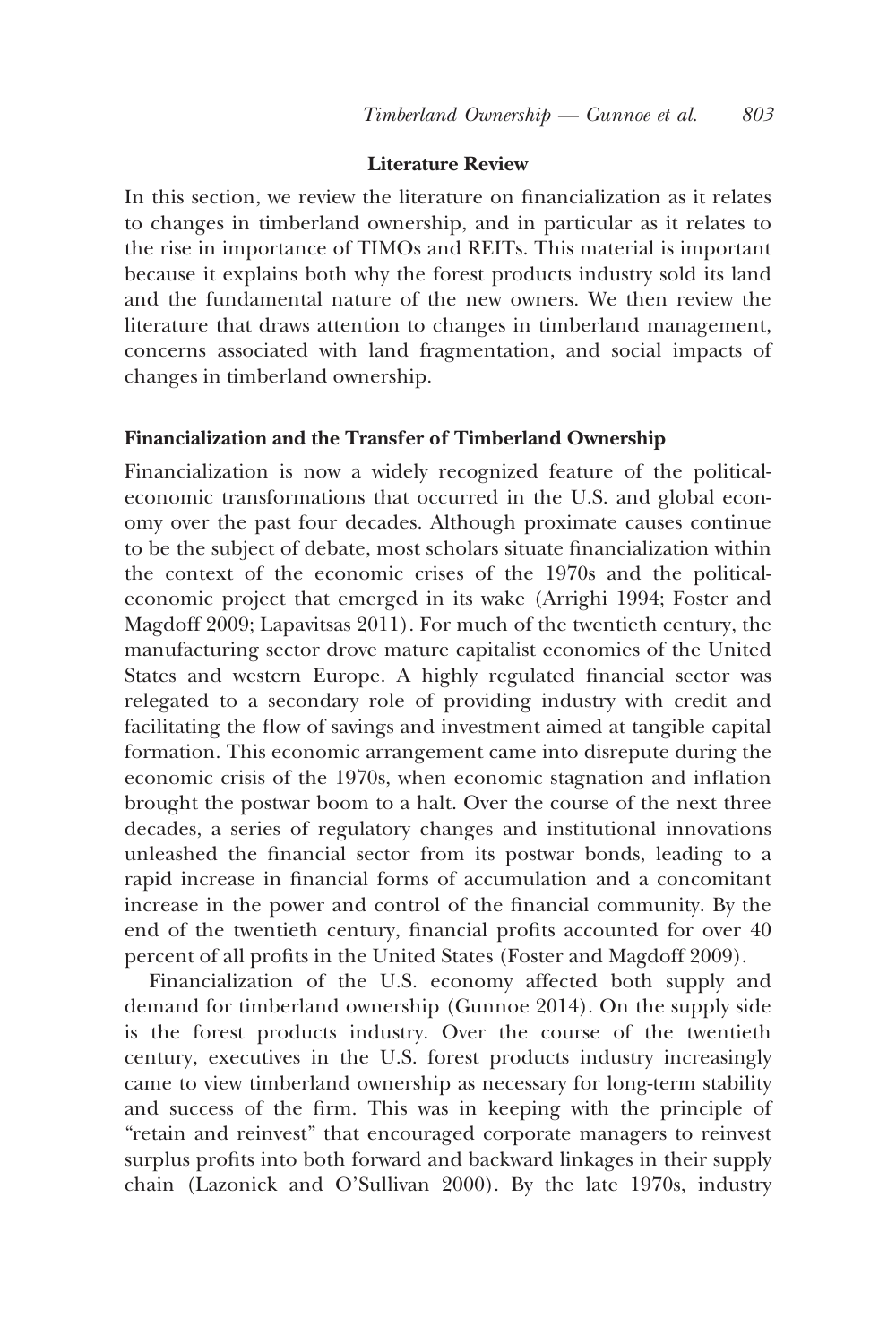## Literature Review

In this section, we review the literature on financialization as it relates to changes in timberland ownership, and in particular as it relates to the rise in importance of TIMOs and REITs. This material is important because it explains both why the forest products industry sold its land and the fundamental nature of the new owners. We then review the literature that draws attention to changes in timberland management, concerns associated with land fragmentation, and social impacts of changes in timberland ownership.

### Financialization and the Transfer of Timberland Ownership

Financialization is now a widely recognized feature of the political-economic transformations that occurred in the U.S. and global economy over the past four decades. Although proximate causes continue to be the subject of debate, most scholars situate financialization within the context of the economic crises of the 1970s and the political-economic project that emerged in its wake (Arrighi 1994; Foster and Magdoff 2009; Lapavitsas 2011). For much of the twentieth century, the manufacturing sector drove mature capitalist economies of the United States and western Europe. A highly regulated financial sector was relegated to a secondary role of providing industry with credit and facilitating the flow of savings and investment aimed at tangible capital formation. This economic arrangement came into disrepute during the economic crisis of the 1970s, when economic stagnation and inflation brought the postwar boom to a halt. Over the course of the next three decades, a series of regulatory changes and institutional innovations unleashed the financial sector from its postwar bonds, leading to a rapid increase in financial forms of accumulation and a concomitant increase in the power and control of the financial community. By the end of the twentieth century, financial profits accounted for over 40 percent of all profits in the United States (Foster and Magdoff 2009).

Financialization of the U.S. economy affected both supply and demand for timberland ownership (Gunnoe 2014). On the supply side is the forest products industry. Over the course of the twentieth century, executives in the U.S. forest products industry increasingly came to view timberland ownership as necessary for long-term stability and success of the firm. This was in keeping with the principle of "retain and reinvest" that encouraged corporate managers to reinvest surplus profits into both forward and backward linkages in their supply chain (Lazonick and O'Sullivan 2000). By the late 1970s, industry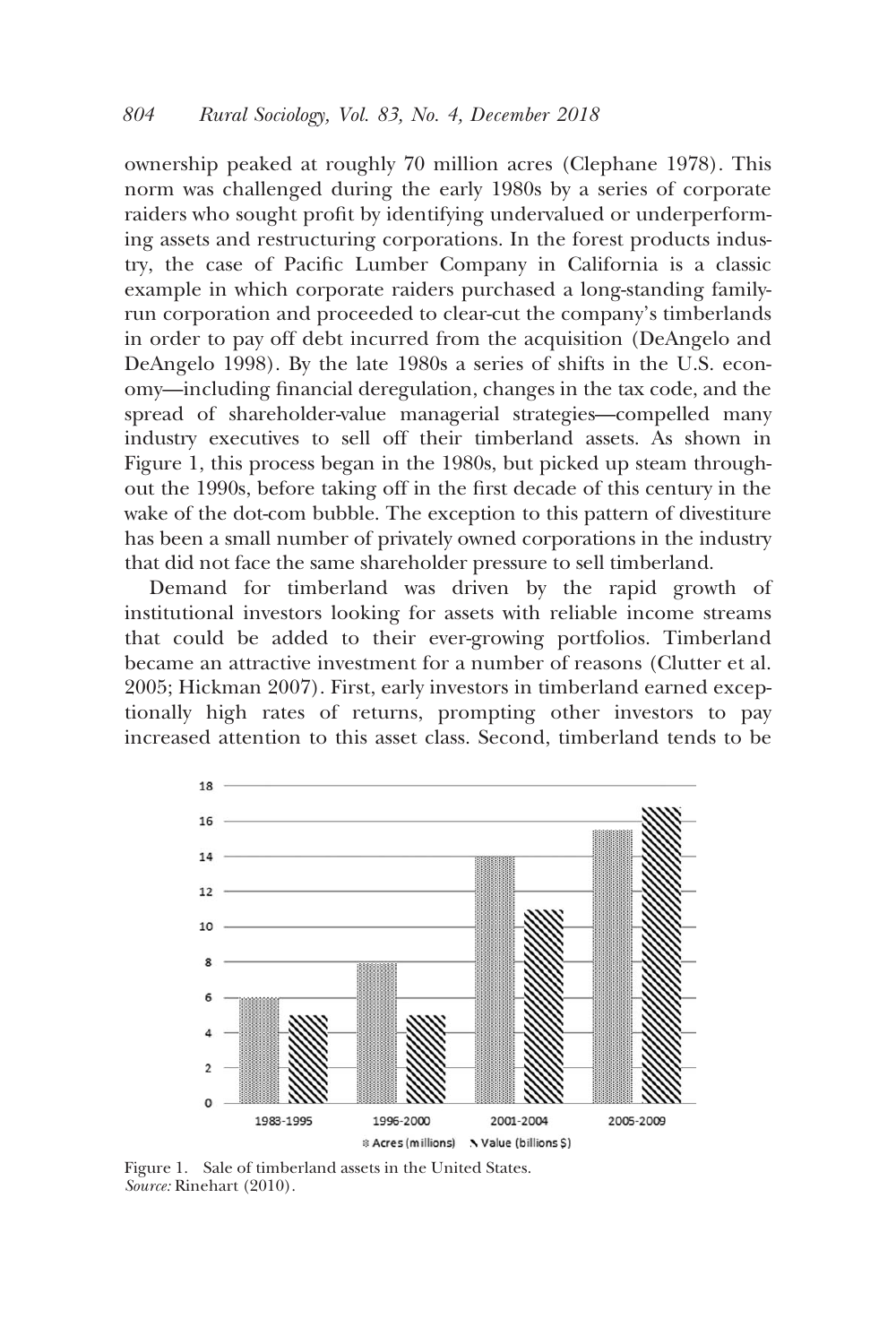ownership peaked at roughly 70 million acres (Clephane 1978). This norm was challenged during the early 1980s by a series of corporate raiders who sought profit by identifying undervalued or underperforming assets and restructuring corporations. In the forest products industry, the case of Pacific Lumber Company in California is a classic example in which corporate raiders purchased a long-standing family-run corporation and proceeded to clear-cut the company's timberlands in order to pay off debt incurred from the acquisition (DeAngelo and DeAngelo 1998). By the late 1980s a series of shifts in the U.S. economy—including financial deregulation, changes in the tax code, and the spread of shareholder-value managerial strategies—compelled many industry executives to sell off their timberland assets. As shown in Figure 1, this process began in the 1980s, but picked up steam throughout the 1990s, before taking off in the first decade of this century in the wake of the dot-com bubble. The exception to this pattern of divestiture has been a small number of privately owned corporations in the industry that did not face the same shareholder pressure to sell timberland.

Demand for timberland was driven by the rapid growth of institutional investors looking for assets with reliable income streams that could be added to their ever-growing portfolios. Timberland became an attractive investment for a number of reasons (Clutter et al. 2005; Hickman 2007). First, early investors in timberland earned exceptionally high rates of returns, prompting other investors to pay increased attention to this asset class. Second, timberland tends to be

| Period | Acres (millions) | Value (billions $) |
| --- | --- | --- |
| 1983-1995 | 6 | 5 |
| 1996-2000 | 8 | 5 |
| 2001-2004 | 14 | 11 |
| 2005-2009 | 15.5 | 16.8 |

Figure 1. Sale of timberland assets in the United States.
*Source:* Rinehart (2010).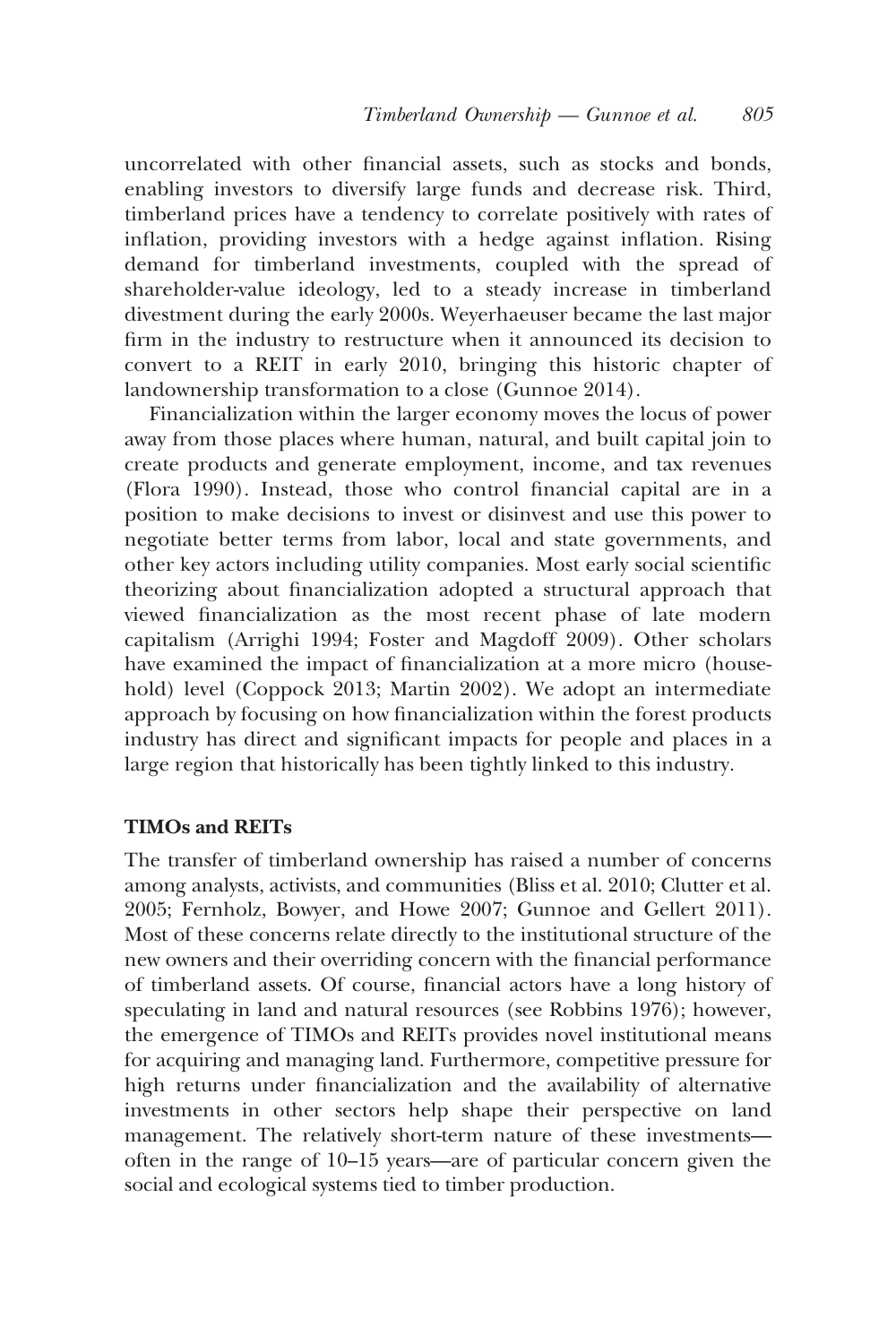uncorrelated with other financial assets, such as stocks and bonds, enabling investors to diversify large funds and decrease risk. Third, timberland prices have a tendency to correlate positively with rates of inflation, providing investors with a hedge against inflation. Rising demand for timberland investments, coupled with the spread of shareholder-value ideology, led to a steady increase in timberland divestment during the early 2000s. Weyerhaeuser became the last major firm in the industry to restructure when it announced its decision to convert to a REIT in early 2010, bringing this historic chapter of landownership transformation to a close (Gunnoe 2014).

Financialization within the larger economy moves the locus of power away from those places where human, natural, and built capital join to create products and generate employment, income, and tax revenues (Flora 1990). Instead, those who control financial capital are in a position to make decisions to invest or disinvest and use this power to negotiate better terms from labor, local and state governments, and other key actors including utility companies. Most early social scientific theorizing about financialization adopted a structural approach that viewed financialization as the most recent phase of late modern capitalism (Arrighi 1994; Foster and Magdoff 2009). Other scholars have examined the impact of financialization at a more micro (household) level (Coppock 2013; Martin 2002). We adopt an intermediate approach by focusing on how financialization within the forest products industry has direct and significant impacts for people and places in a large region that historically has been tightly linked to this industry.

## TIMOs and REITs

The transfer of timberland ownership has raised a number of concerns among analysts, activists, and communities (Bliss et al. 2010; Clutter et al. 2005; Fernholz, Bowyer, and Howe 2007; Gunnoe and Gellert 2011). Most of these concerns relate directly to the institutional structure of the new owners and their overriding concern with the financial performance of timberland assets. Of course, financial actors have a long history of speculating in land and natural resources (see Robbins 1976); however, the emergence of TIMOs and REITs provides novel institutional means for acquiring and managing land. Furthermore, competitive pressure for high returns under financialization and the availability of alternative investments in other sectors help shape their perspective on land management. The relatively short-term nature of these investments—often in the range of 10–15 years—are of particular concern given the social and ecological systems tied to timber production.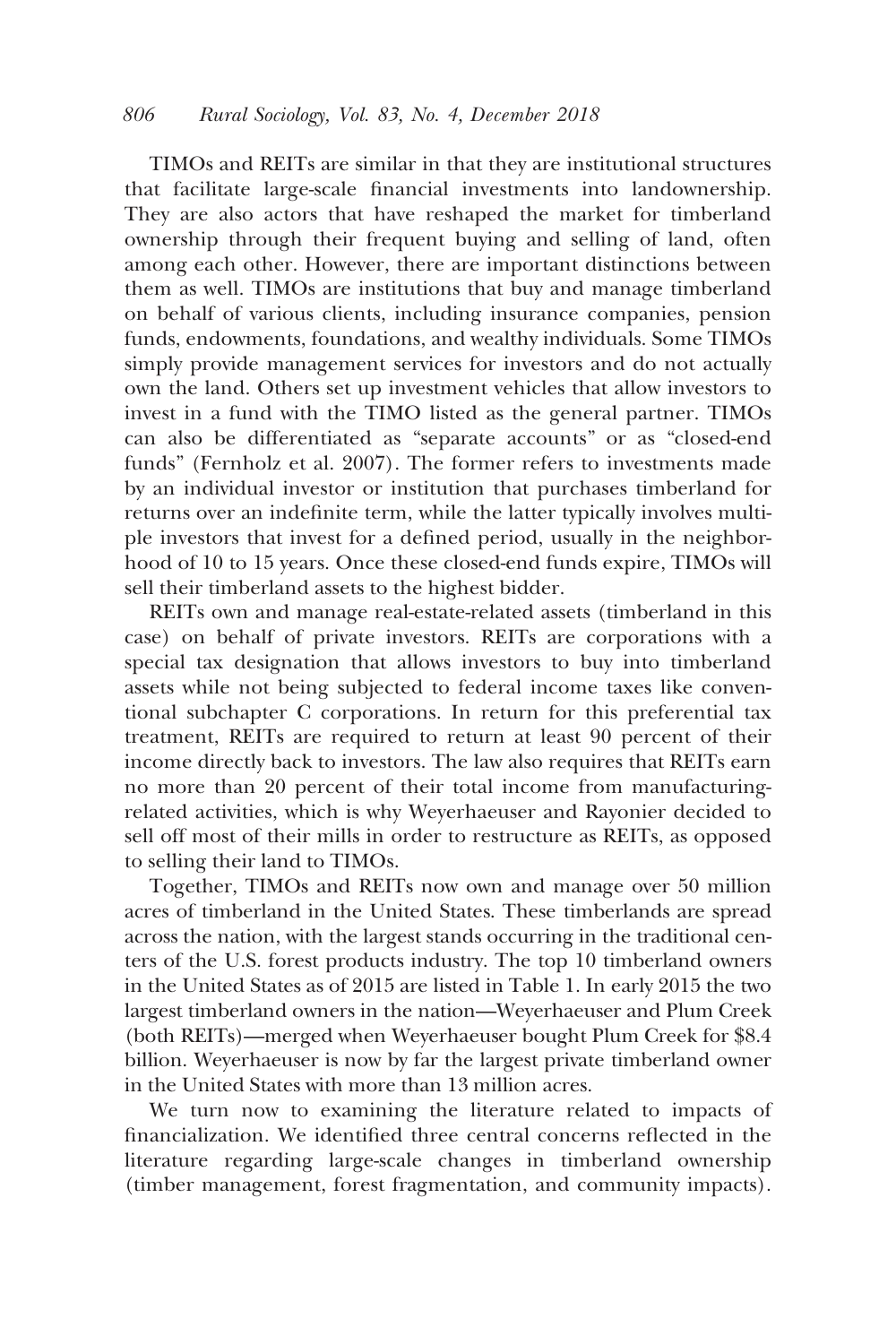TIMOs and REITs are similar in that they are institutional structures that facilitate large-scale financial investments into landownership. They are also actors that have reshaped the market for timberland ownership through their frequent buying and selling of land, often among each other. However, there are important distinctions between them as well. TIMOs are institutions that buy and manage timberland on behalf of various clients, including insurance companies, pension funds, endowments, foundations, and wealthy individuals. Some TIMOs simply provide management services for investors and do not actually own the land. Others set up investment vehicles that allow investors to invest in a fund with the TIMO listed as the general partner. TIMOs can also be differentiated as "separate accounts" or as "closed-end funds" (Fernholz et al. 2007). The former refers to investments made by an individual investor or institution that purchases timberland for returns over an indefinite term, while the latter typically involves multiple investors that invest for a defined period, usually in the neighborhood of 10 to 15 years. Once these closed-end funds expire, TIMOs will sell their timberland assets to the highest bidder.

REITs own and manage real-estate-related assets (timberland in this case) on behalf of private investors. REITs are corporations with a special tax designation that allows investors to buy into timberland assets while not being subjected to federal income taxes like conventional subchapter C corporations. In return for this preferential tax treatment, REITs are required to return at least 90 percent of their income directly back to investors. The law also requires that REITs earn no more than 20 percent of their total income from manufacturing-related activities, which is why Weyerhaeuser and Rayonier decided to sell off most of their mills in order to restructure as REITs, as opposed to selling their land to TIMOs.

Together, TIMOs and REITs now own and manage over 50 million acres of timberland in the United States. These timberlands are spread across the nation, with the largest stands occurring in the traditional centers of the U.S. forest products industry. The top 10 timberland owners in the United States as of 2015 are listed in Table 1. In early 2015 the two largest timberland owners in the nation—Weyerhaeuser and Plum Creek (both REITs)—merged when Weyerhaeuser bought Plum Creek for \$8.4 billion. Weyerhaeuser is now by far the largest private timberland owner in the United States with more than 13 million acres.

We turn now to examining the literature related to impacts of financialization. We identified three central concerns reflected in the literature regarding large-scale changes in timberland ownership (timber management, forest fragmentation, and community impacts).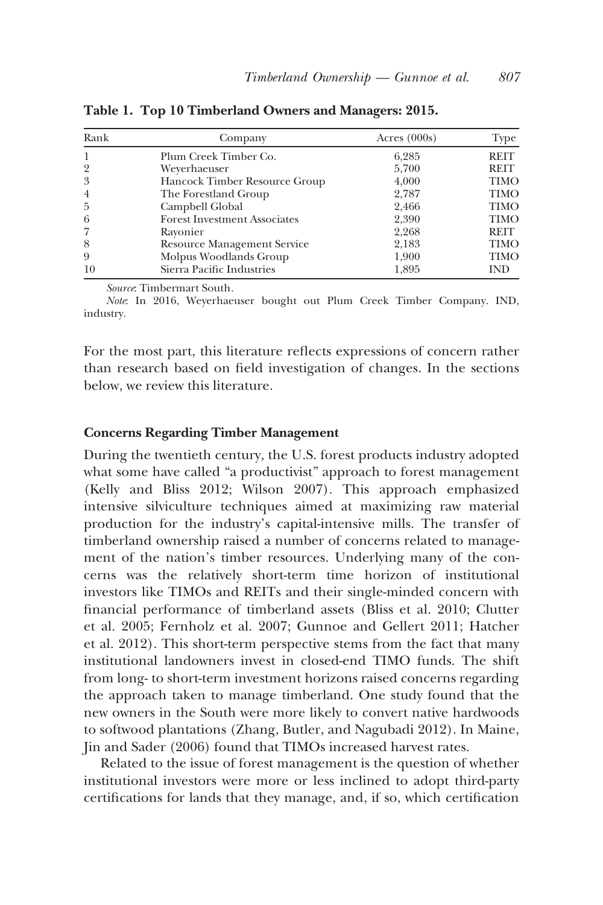**Table 1. Top 10 Timberland Owners and Managers: 2015.**

| Rank | Company | Acres (000s) | Type |
|---|---|---|---|
| 1 | Plum Creek Timber Co. | 6,285 | REIT |
| 2 | Weyerhaeuser | 5,700 | REIT |
| 3 | Hancock Timber Resource Group | 4,000 | TIMO |
| 4 | The Forestland Group | 2,787 | TIMO |
| 5 | Campbell Global | 2,466 | TIMO |
| 6 | Forest Investment Associates | 2,390 | TIMO |
| 7 | Rayonier | 2,268 | REIT |
| 8 | Resource Management Service | 2,183 | TIMO |
| 9 | Molpus Woodlands Group | 1,900 | TIMO |
| 10 | Sierra Pacific Industries | 1,895 | IND |

*Source*: Timbermart South.

*Note*: In 2016, Weyerhaeuser bought out Plum Creek Timber Company. IND, industry.

For the most part, this literature reflects expressions of concern rather than research based on field investigation of changes. In the sections below, we review this literature.

### Concerns Regarding Timber Management

During the twentieth century, the U.S. forest products industry adopted what some have called "a productivist" approach to forest management (Kelly and Bliss 2012; Wilson 2007). This approach emphasized intensive silviculture techniques aimed at maximizing raw material production for the industry's capital-intensive mills. The transfer of timberland ownership raised a number of concerns related to management of the nation's timber resources. Underlying many of the concerns was the relatively short-term time horizon of institutional investors like TIMOs and REITs and their single-minded concern with financial performance of timberland assets (Bliss et al. 2010; Clutter et al. 2005; Fernholz et al. 2007; Gunnoe and Gellert 2011; Hatcher et al. 2012). This short-term perspective stems from the fact that many institutional landowners invest in closed-end TIMO funds. The shift from long- to short-term investment horizons raised concerns regarding the approach taken to manage timberland. One study found that the new owners in the South were more likely to convert native hardwoods to softwood plantations (Zhang, Butler, and Nagubadi 2012). In Maine, Jin and Sader (2006) found that TIMOs increased harvest rates.

Related to the issue of forest management is the question of whether institutional investors were more or less inclined to adopt third-party certifications for lands that they manage, and, if so, which certification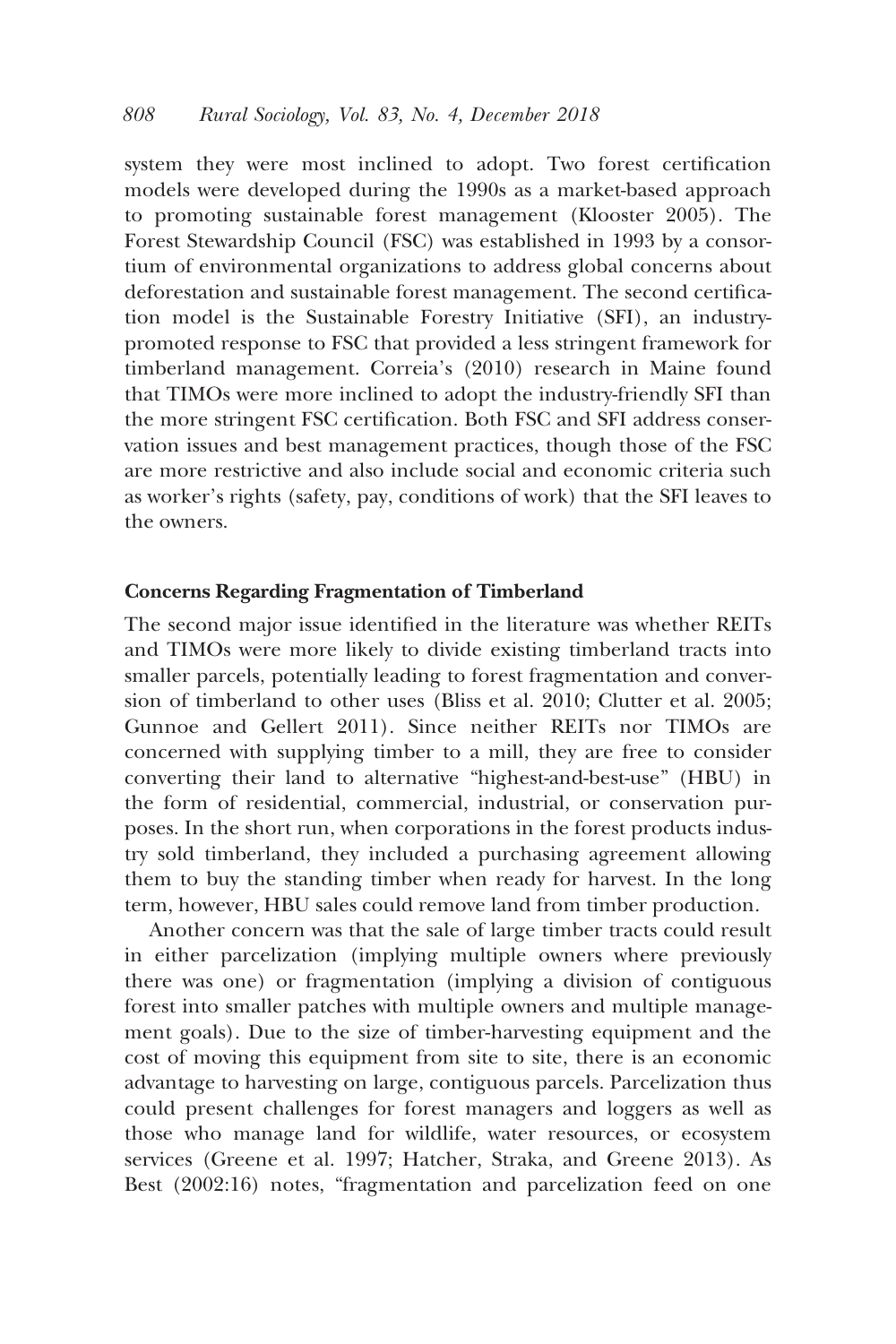system they were most inclined to adopt. Two forest certification models were developed during the 1990s as a market-based approach to promoting sustainable forest management (Klooster 2005). The Forest Stewardship Council (FSC) was established in 1993 by a consortium of environmental organizations to address global concerns about deforestation and sustainable forest management. The second certification model is the Sustainable Forestry Initiative (SFI), an industry-promoted response to FSC that provided a less stringent framework for timberland management. Correia's (2010) research in Maine found that TIMOs were more inclined to adopt the industry-friendly SFI than the more stringent FSC certification. Both FSC and SFI address conservation issues and best management practices, though those of the FSC are more restrictive and also include social and economic criteria such as worker's rights (safety, pay, conditions of work) that the SFI leaves to the owners.

### Concerns Regarding Fragmentation of Timberland

The second major issue identified in the literature was whether REITs and TIMOs were more likely to divide existing timberland tracts into smaller parcels, potentially leading to forest fragmentation and conversion of timberland to other uses (Bliss et al. 2010; Clutter et al. 2005; Gunnoe and Gellert 2011). Since neither REITs nor TIMOs are concerned with supplying timber to a mill, they are free to consider converting their land to alternative "highest-and-best-use" (HBU) in the form of residential, commercial, industrial, or conservation purposes. In the short run, when corporations in the forest products industry sold timberland, they included a purchasing agreement allowing them to buy the standing timber when ready for harvest. In the long term, however, HBU sales could remove land from timber production.

Another concern was that the sale of large timber tracts could result in either parcelization (implying multiple owners where previously there was one) or fragmentation (implying a division of contiguous forest into smaller patches with multiple owners and multiple management goals). Due to the size of timber-harvesting equipment and the cost of moving this equipment from site to site, there is an economic advantage to harvesting on large, contiguous parcels. Parcelization thus could present challenges for forest managers and loggers as well as those who manage land for wildlife, water resources, or ecosystem services (Greene et al. 1997; Hatcher, Straka, and Greene 2013). As Best (2002:16) notes, "fragmentation and parcelization feed on one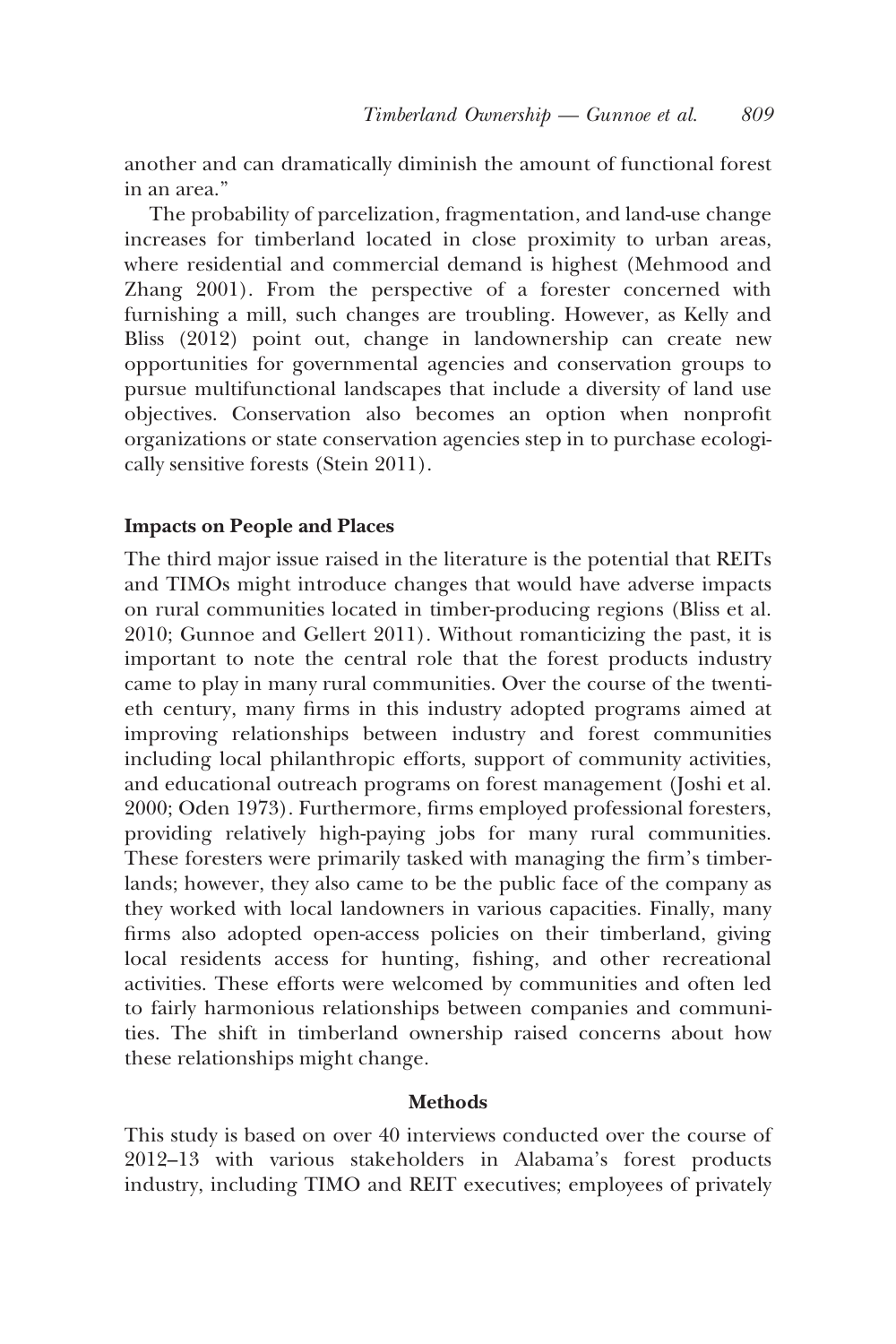another and can dramatically diminish the amount of functional forest in an area."

The probability of parcelization, fragmentation, and land-use change increases for timberland located in close proximity to urban areas, where residential and commercial demand is highest (Mehmood and Zhang 2001). From the perspective of a forester concerned with furnishing a mill, such changes are troubling. However, as Kelly and Bliss (2012) point out, change in landownership can create new opportunities for governmental agencies and conservation groups to pursue multifunctional landscapes that include a diversity of land use objectives. Conservation also becomes an option when nonprofit organizations or state conservation agencies step in to purchase ecologically sensitive forests (Stein 2011).

### Impacts on People and Places

The third major issue raised in the literature is the potential that REITs and TIMOs might introduce changes that would have adverse impacts on rural communities located in timber-producing regions (Bliss et al. 2010; Gunnoe and Gellert 2011). Without romanticizing the past, it is important to note the central role that the forest products industry came to play in many rural communities. Over the course of the twentieth century, many firms in this industry adopted programs aimed at improving relationships between industry and forest communities including local philanthropic efforts, support of community activities, and educational outreach programs on forest management (Joshi et al. 2000; Oden 1973). Furthermore, firms employed professional foresters, providing relatively high-paying jobs for many rural communities. These foresters were primarily tasked with managing the firm's timberlands; however, they also came to be the public face of the company as they worked with local landowners in various capacities. Finally, many firms also adopted open-access policies on their timberland, giving local residents access for hunting, fishing, and other recreational activities. These efforts were welcomed by communities and often led to fairly harmonious relationships between companies and communities. The shift in timberland ownership raised concerns about how these relationships might change.

## Methods

This study is based on over 40 interviews conducted over the course of 2012–13 with various stakeholders in Alabama's forest products industry, including TIMO and REIT executives; employees of privately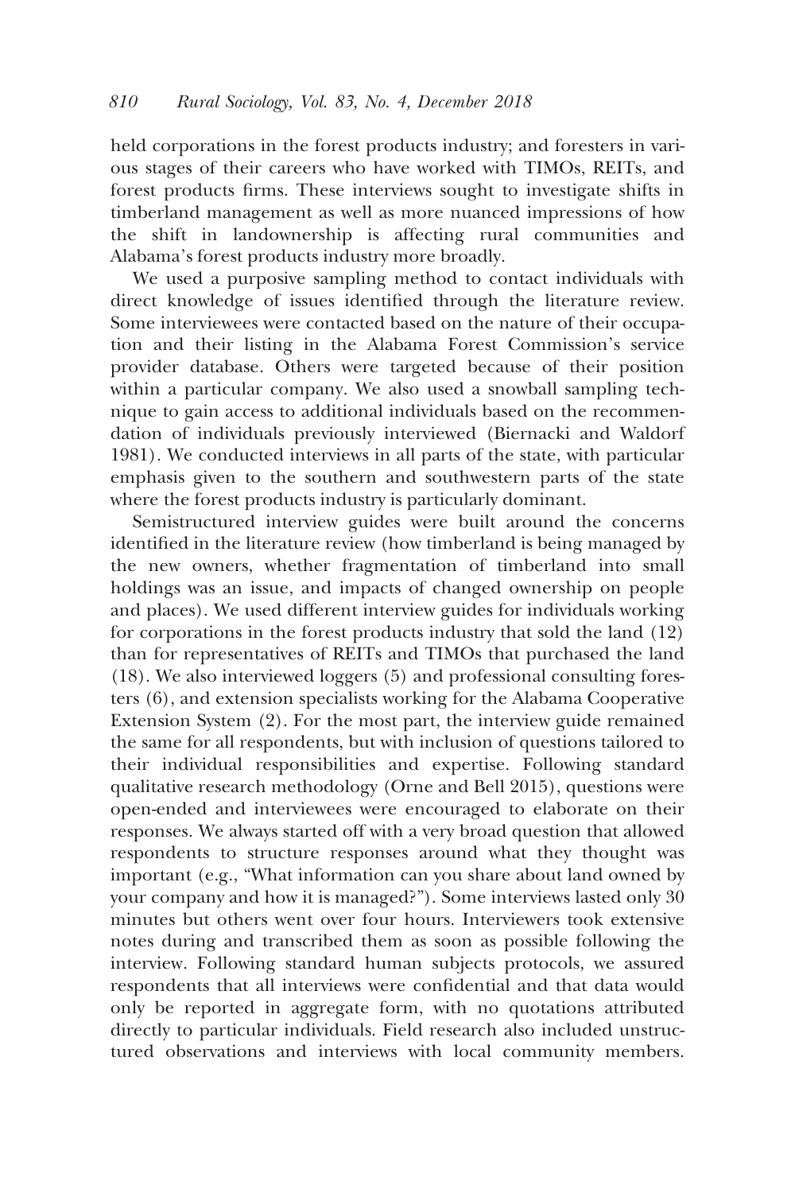held corporations in the forest products industry; and foresters in various stages of their careers who have worked with TIMOs, REITs, and forest products firms. These interviews sought to investigate shifts in timberland management as well as more nuanced impressions of how the shift in landownership is affecting rural communities and Alabama's forest products industry more broadly.

We used a purposive sampling method to contact individuals with direct knowledge of issues identified through the literature review. Some interviewees were contacted based on the nature of their occupation and their listing in the Alabama Forest Commission's service provider database. Others were targeted because of their position within a particular company. We also used a snowball sampling technique to gain access to additional individuals based on the recommendation of individuals previously interviewed (Biernacki and Waldorf 1981). We conducted interviews in all parts of the state, with particular emphasis given to the southern and southwestern parts of the state where the forest products industry is particularly dominant.

Semistructured interview guides were built around the concerns identified in the literature review (how timberland is being managed by the new owners, whether fragmentation of timberland into small holdings was an issue, and impacts of changed ownership on people and places). We used different interview guides for individuals working for corporations in the forest products industry that sold the land (12) than for representatives of REITs and TIMOs that purchased the land (18). We also interviewed loggers (5) and professional consulting foresters (6), and extension specialists working for the Alabama Cooperative Extension System (2). For the most part, the interview guide remained the same for all respondents, but with inclusion of questions tailored to their individual responsibilities and expertise. Following standard qualitative research methodology (Orne and Bell 2015), questions were open-ended and interviewees were encouraged to elaborate on their responses. We always started off with a very broad question that allowed respondents to structure responses around what they thought was important (e.g., "What information can you share about land owned by your company and how it is managed?"). Some interviews lasted only 30 minutes but others went over four hours. Interviewers took extensive notes during and transcribed them as soon as possible following the interview. Following standard human subjects protocols, we assured respondents that all interviews were confidential and that data would only be reported in aggregate form, with no quotations attributed directly to particular individuals. Field research also included unstructured observations and interviews with local community members.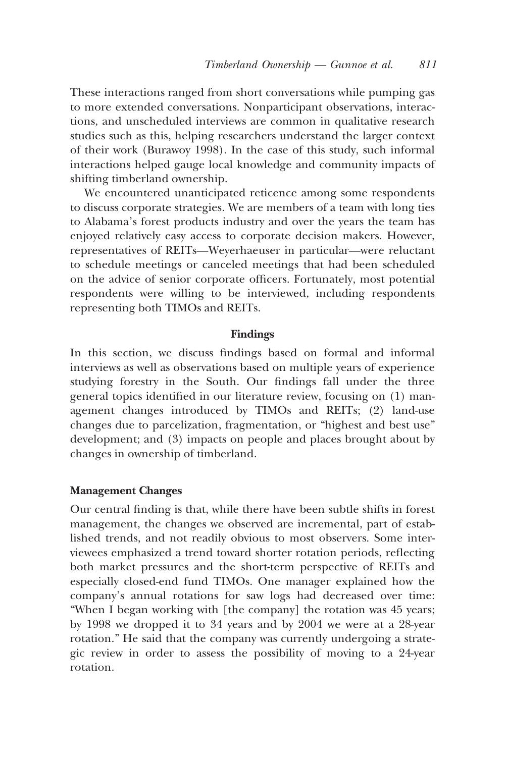These interactions ranged from short conversations while pumping gas to more extended conversations. Nonparticipant observations, interactions, and unscheduled interviews are common in qualitative research studies such as this, helping researchers understand the larger context of their work (Burawoy 1998). In the case of this study, such informal interactions helped gauge local knowledge and community impacts of shifting timberland ownership.

We encountered unanticipated reticence among some respondents to discuss corporate strategies. We are members of a team with long ties to Alabama's forest products industry and over the years the team has enjoyed relatively easy access to corporate decision makers. However, representatives of REITs—Weyerhaeuser in particular—were reluctant to schedule meetings or canceled meetings that had been scheduled on the advice of senior corporate officers. Fortunately, most potential respondents were willing to be interviewed, including respondents representing both TIMOs and REITs.

## Findings

In this section, we discuss findings based on formal and informal interviews as well as observations based on multiple years of experience studying forestry in the South. Our findings fall under the three general topics identified in our literature review, focusing on (1) management changes introduced by TIMOs and REITs; (2) land-use changes due to parcelization, fragmentation, or "highest and best use" development; and (3) impacts on people and places brought about by changes in ownership of timberland.

### Management Changes

Our central finding is that, while there have been subtle shifts in forest management, the changes we observed are incremental, part of established trends, and not readily obvious to most observers. Some interviewees emphasized a trend toward shorter rotation periods, reflecting both market pressures and the short-term perspective of REITs and especially closed-end fund TIMOs. One manager explained how the company's annual rotations for saw logs had decreased over time: "When I began working with [the company] the rotation was 45 years; by 1998 we dropped it to 34 years and by 2004 we were at a 28-year rotation." He said that the company was currently undergoing a strategic review in order to assess the possibility of moving to a 24-year rotation.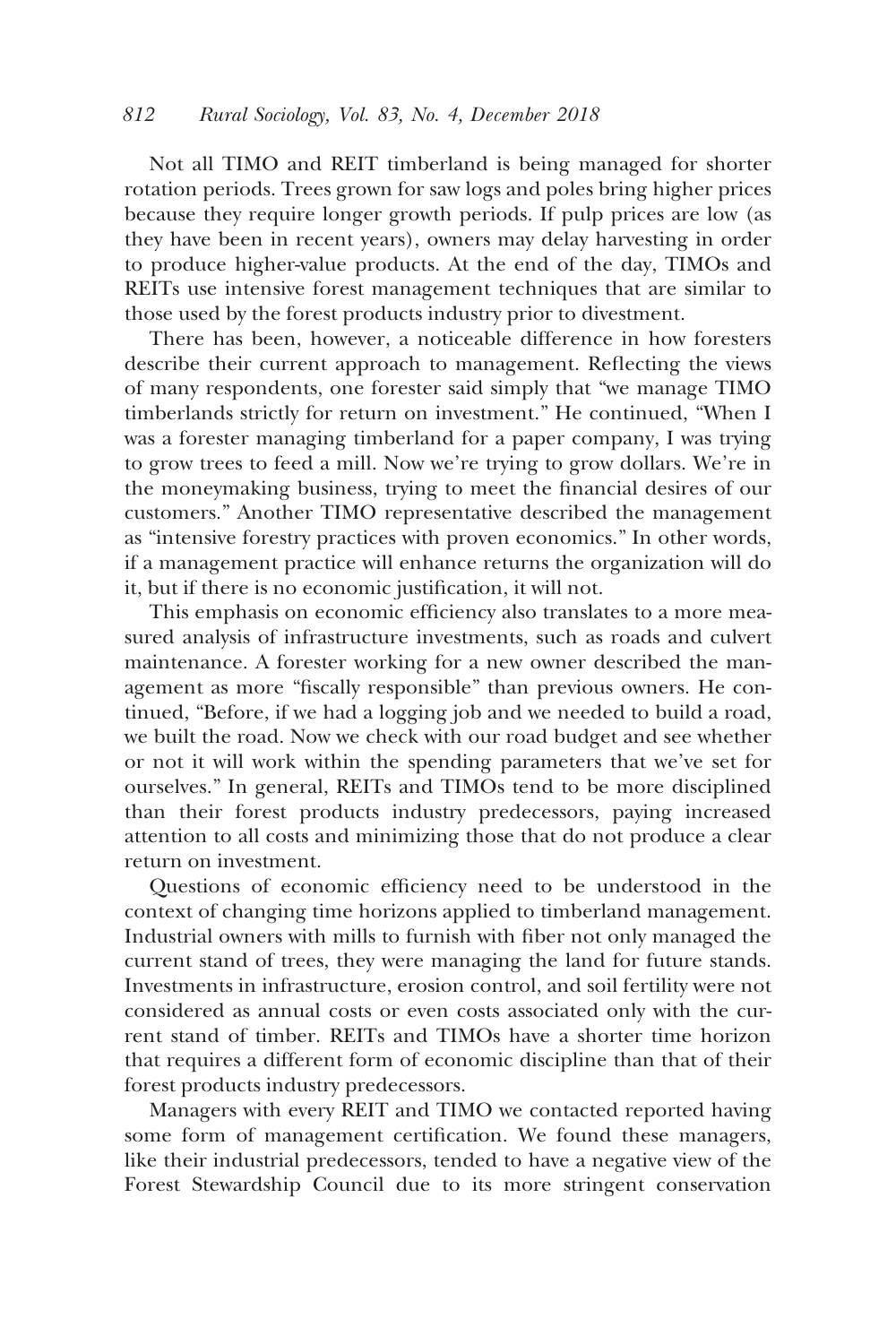Not all TIMO and REIT timberland is being managed for shorter rotation periods. Trees grown for saw logs and poles bring higher prices because they require longer growth periods. If pulp prices are low (as they have been in recent years), owners may delay harvesting in order to produce higher-value products. At the end of the day, TIMOs and REITs use intensive forest management techniques that are similar to those used by the forest products industry prior to divestment.

There has been, however, a noticeable difference in how foresters describe their current approach to management. Reflecting the views of many respondents, one forester said simply that "we manage TIMO timberlands strictly for return on investment." He continued, "When I was a forester managing timberland for a paper company, I was trying to grow trees to feed a mill. Now we're trying to grow dollars. We're in the moneymaking business, trying to meet the financial desires of our customers." Another TIMO representative described the management as "intensive forestry practices with proven economics." In other words, if a management practice will enhance returns the organization will do it, but if there is no economic justification, it will not.

This emphasis on economic efficiency also translates to a more measured analysis of infrastructure investments, such as roads and culvert maintenance. A forester working for a new owner described the management as more "fiscally responsible" than previous owners. He continued, "Before, if we had a logging job and we needed to build a road, we built the road. Now we check with our road budget and see whether or not it will work within the spending parameters that we've set for ourselves." In general, REITs and TIMOs tend to be more disciplined than their forest products industry predecessors, paying increased attention to all costs and minimizing those that do not produce a clear return on investment.

Questions of economic efficiency need to be understood in the context of changing time horizons applied to timberland management. Industrial owners with mills to furnish with fiber not only managed the current stand of trees, they were managing the land for future stands. Investments in infrastructure, erosion control, and soil fertility were not considered as annual costs or even costs associated only with the current stand of timber. REITs and TIMOs have a shorter time horizon that requires a different form of economic discipline than that of their forest products industry predecessors.

Managers with every REIT and TIMO we contacted reported having some form of management certification. We found these managers, like their industrial predecessors, tended to have a negative view of the Forest Stewardship Council due to its more stringent conservation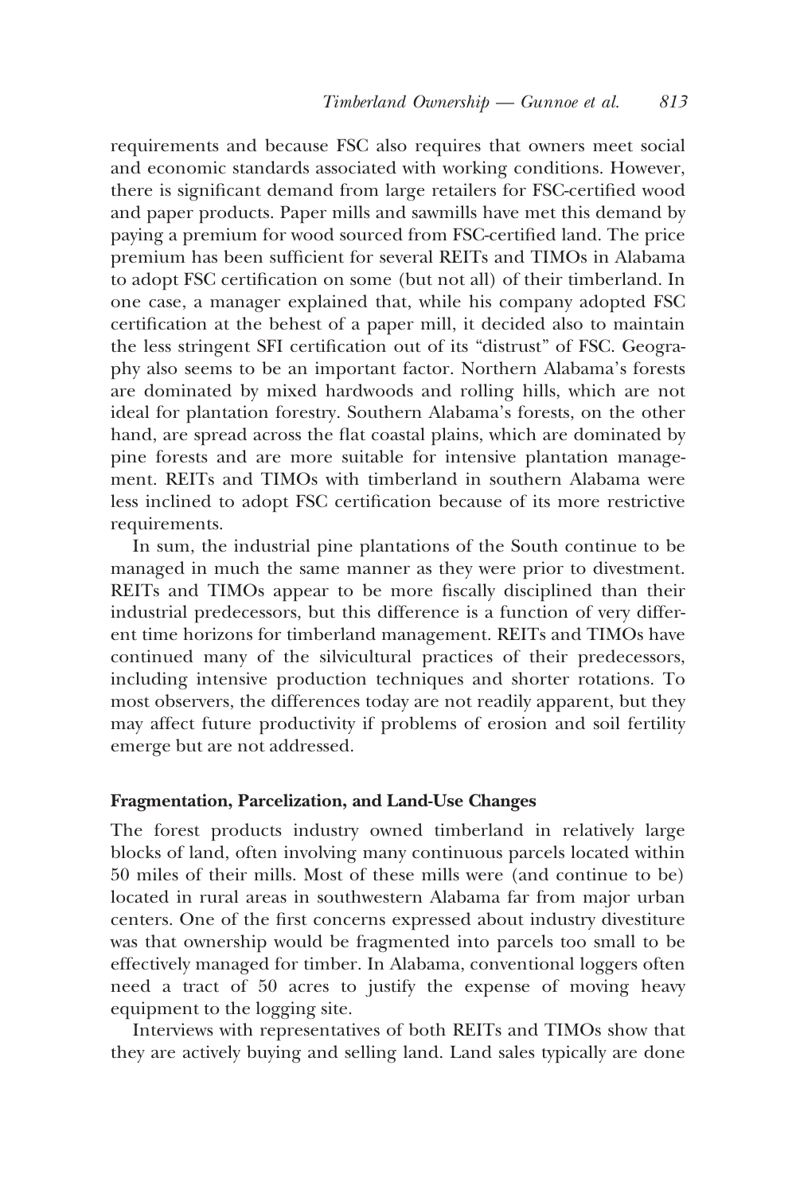requirements and because FSC also requires that owners meet social and economic standards associated with working conditions. However, there is significant demand from large retailers for FSC-certified wood and paper products. Paper mills and sawmills have met this demand by paying a premium for wood sourced from FSC-certified land. The price premium has been sufficient for several REITs and TIMOs in Alabama to adopt FSC certification on some (but not all) of their timberland. In one case, a manager explained that, while his company adopted FSC certification at the behest of a paper mill, it decided also to maintain the less stringent SFI certification out of its "distrust" of FSC. Geography also seems to be an important factor. Northern Alabama's forests are dominated by mixed hardwoods and rolling hills, which are not ideal for plantation forestry. Southern Alabama's forests, on the other hand, are spread across the flat coastal plains, which are dominated by pine forests and are more suitable for intensive plantation management. REITs and TIMOs with timberland in southern Alabama were less inclined to adopt FSC certification because of its more restrictive requirements.

In sum, the industrial pine plantations of the South continue to be managed in much the same manner as they were prior to divestment. REITs and TIMOs appear to be more fiscally disciplined than their industrial predecessors, but this difference is a function of very different time horizons for timberland management. REITs and TIMOs have continued many of the silvicultural practices of their predecessors, including intensive production techniques and shorter rotations. To most observers, the differences today are not readily apparent, but they may affect future productivity if problems of erosion and soil fertility emerge but are not addressed.

### Fragmentation, Parcelization, and Land-Use Changes

The forest products industry owned timberland in relatively large blocks of land, often involving many continuous parcels located within 50 miles of their mills. Most of these mills were (and continue to be) located in rural areas in southwestern Alabama far from major urban centers. One of the first concerns expressed about industry divestiture was that ownership would be fragmented into parcels too small to be effectively managed for timber. In Alabama, conventional loggers often need a tract of 50 acres to justify the expense of moving heavy equipment to the logging site.

Interviews with representatives of both REITs and TIMOs show that they are actively buying and selling land. Land sales typically are done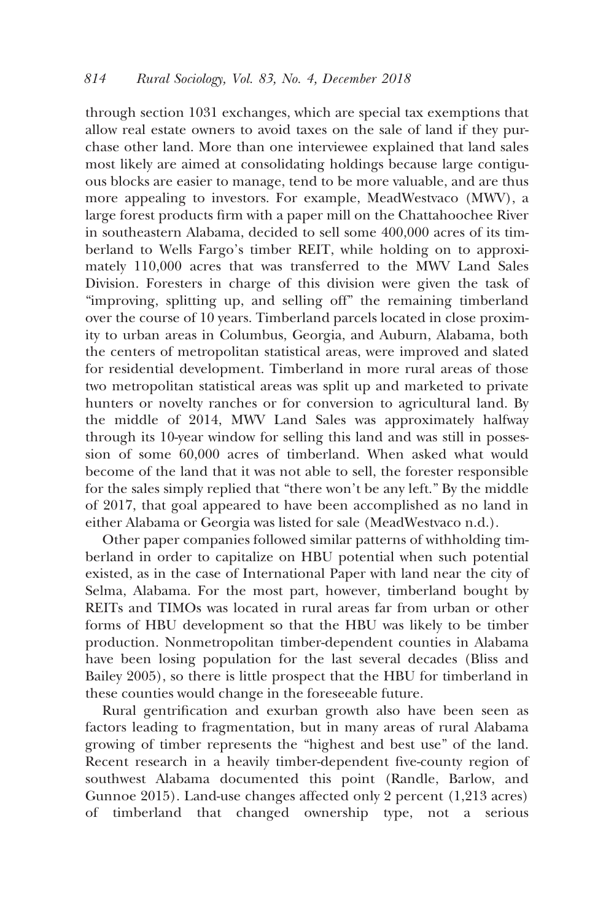through section 1031 exchanges, which are special tax exemptions that allow real estate owners to avoid taxes on the sale of land if they purchase other land. More than one interviewee explained that land sales most likely are aimed at consolidating holdings because large contiguous blocks are easier to manage, tend to be more valuable, and are thus more appealing to investors. For example, MeadWestvaco (MWV), a large forest products firm with a paper mill on the Chattahoochee River in southeastern Alabama, decided to sell some 400,000 acres of its timberland to Wells Fargo's timber REIT, while holding on to approximately 110,000 acres that was transferred to the MWV Land Sales Division. Foresters in charge of this division were given the task of "improving, splitting up, and selling off" the remaining timberland over the course of 10 years. Timberland parcels located in close proximity to urban areas in Columbus, Georgia, and Auburn, Alabama, both the centers of metropolitan statistical areas, were improved and slated for residential development. Timberland in more rural areas of those two metropolitan statistical areas was split up and marketed to private hunters or novelty ranches or for conversion to agricultural land. By the middle of 2014, MWV Land Sales was approximately halfway through its 10-year window for selling this land and was still in possession of some 60,000 acres of timberland. When asked what would become of the land that it was not able to sell, the forester responsible for the sales simply replied that "there won't be any left." By the middle of 2017, that goal appeared to have been accomplished as no land in either Alabama or Georgia was listed for sale (MeadWestvaco n.d.).

Other paper companies followed similar patterns of withholding timberland in order to capitalize on HBU potential when such potential existed, as in the case of International Paper with land near the city of Selma, Alabama. For the most part, however, timberland bought by REITs and TIMOs was located in rural areas far from urban or other forms of HBU development so that the HBU was likely to be timber production. Nonmetropolitan timber-dependent counties in Alabama have been losing population for the last several decades (Bliss and Bailey 2005), so there is little prospect that the HBU for timberland in these counties would change in the foreseeable future.

Rural gentrification and exurban growth also have been seen as factors leading to fragmentation, but in many areas of rural Alabama growing of timber represents the "highest and best use" of the land. Recent research in a heavily timber-dependent five-county region of southwest Alabama documented this point (Randle, Barlow, and Gunnoe 2015). Land-use changes affected only 2 percent (1,213 acres) of timberland that changed ownership type, not a serious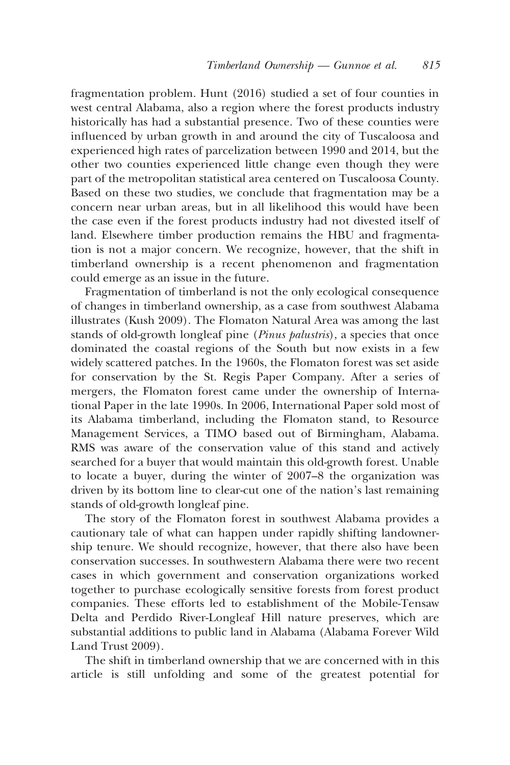fragmentation problem. Hunt (2016) studied a set of four counties in west central Alabama, also a region where the forest products industry historically has had a substantial presence. Two of these counties were influenced by urban growth in and around the city of Tuscaloosa and experienced high rates of parcelization between 1990 and 2014, but the other two counties experienced little change even though they were part of the metropolitan statistical area centered on Tuscaloosa County. Based on these two studies, we conclude that fragmentation may be a concern near urban areas, but in all likelihood this would have been the case even if the forest products industry had not divested itself of land. Elsewhere timber production remains the HBU and fragmentation is not a major concern. We recognize, however, that the shift in timberland ownership is a recent phenomenon and fragmentation could emerge as an issue in the future.

Fragmentation of timberland is not the only ecological consequence of changes in timberland ownership, as a case from southwest Alabama illustrates (Kush 2009). The Flomaton Natural Area was among the last stands of old-growth longleaf pine (*Pinus palustris*), a species that once dominated the coastal regions of the South but now exists in a few widely scattered patches. In the 1960s, the Flomaton forest was set aside for conservation by the St. Regis Paper Company. After a series of mergers, the Flomaton forest came under the ownership of International Paper in the late 1990s. In 2006, International Paper sold most of its Alabama timberland, including the Flomaton stand, to Resource Management Services, a TIMO based out of Birmingham, Alabama. RMS was aware of the conservation value of this stand and actively searched for a buyer that would maintain this old-growth forest. Unable to locate a buyer, during the winter of 2007–8 the organization was driven by its bottom line to clear-cut one of the nation's last remaining stands of old-growth longleaf pine.

The story of the Flomaton forest in southwest Alabama provides a cautionary tale of what can happen under rapidly shifting landownership tenure. We should recognize, however, that there also have been conservation successes. In southwestern Alabama there were two recent cases in which government and conservation organizations worked together to purchase ecologically sensitive forests from forest product companies. These efforts led to establishment of the Mobile-Tensaw Delta and Perdido River-Longleaf Hill nature preserves, which are substantial additions to public land in Alabama (Alabama Forever Wild Land Trust 2009).

The shift in timberland ownership that we are concerned with in this article is still unfolding and some of the greatest potential for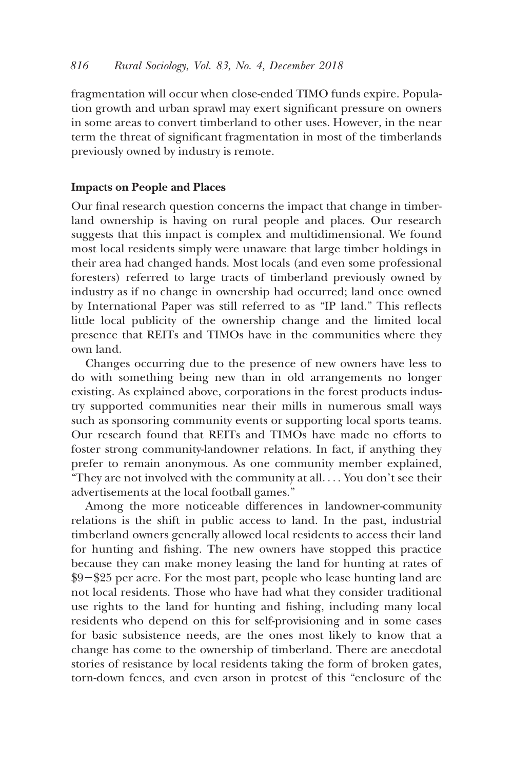fragmentation will occur when close-ended TIMO funds expire. Population growth and urban sprawl may exert significant pressure on owners in some areas to convert timberland to other uses. However, in the near term the threat of significant fragmentation in most of the timberlands previously owned by industry is remote.

### Impacts on People and Places

Our final research question concerns the impact that change in timberland ownership is having on rural people and places. Our research suggests that this impact is complex and multidimensional. We found most local residents simply were unaware that large timber holdings in their area had changed hands. Most locals (and even some professional foresters) referred to large tracts of timberland previously owned by industry as if no change in ownership had occurred; land once owned by International Paper was still referred to as "IP land." This reflects little local publicity of the ownership change and the limited local presence that REITs and TIMOs have in the communities where they own land.

Changes occurring due to the presence of new owners have less to do with something being new than in old arrangements no longer existing. As explained above, corporations in the forest products industry supported communities near their mills in numerous small ways such as sponsoring community events or supporting local sports teams. Our research found that REITs and TIMOs have made no efforts to foster strong community-landowner relations. In fact, if anything they prefer to remain anonymous. As one community member explained, "They are not involved with the community at all. . . . You don't see their advertisements at the local football games."

Among the more noticeable differences in landowner-community relations is the shift in public access to land. In the past, industrial timberland owners generally allowed local residents to access their land for hunting and fishing. The new owners have stopped this practice because they can make money leasing the land for hunting at rates of \$9−\$25 per acre. For the most part, people who lease hunting land are not local residents. Those who have had what they consider traditional use rights to the land for hunting and fishing, including many local residents who depend on this for self-provisioning and in some cases for basic subsistence needs, are the ones most likely to know that a change has come to the ownership of timberland. There are anecdotal stories of resistance by local residents taking the form of broken gates, torn-down fences, and even arson in protest of this "enclosure of the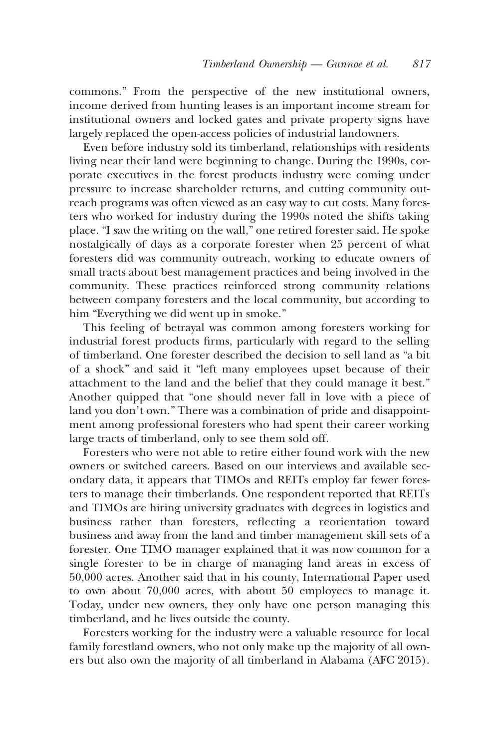commons." From the perspective of the new institutional owners, income derived from hunting leases is an important income stream for institutional owners and locked gates and private property signs have largely replaced the open-access policies of industrial landowners.

Even before industry sold its timberland, relationships with residents living near their land were beginning to change. During the 1990s, corporate executives in the forest products industry were coming under pressure to increase shareholder returns, and cutting community outreach programs was often viewed as an easy way to cut costs. Many foresters who worked for industry during the 1990s noted the shifts taking place. "I saw the writing on the wall," one retired forester said. He spoke nostalgically of days as a corporate forester when 25 percent of what foresters did was community outreach, working to educate owners of small tracts about best management practices and being involved in the community. These practices reinforced strong community relations between company foresters and the local community, but according to him "Everything we did went up in smoke."

This feeling of betrayal was common among foresters working for industrial forest products firms, particularly with regard to the selling of timberland. One forester described the decision to sell land as "a bit of a shock" and said it "left many employees upset because of their attachment to the land and the belief that they could manage it best." Another quipped that "one should never fall in love with a piece of land you don't own." There was a combination of pride and disappointment among professional foresters who had spent their career working large tracts of timberland, only to see them sold off.

Foresters who were not able to retire either found work with the new owners or switched careers. Based on our interviews and available secondary data, it appears that TIMOs and REITs employ far fewer foresters to manage their timberlands. One respondent reported that REITs and TIMOs are hiring university graduates with degrees in logistics and business rather than foresters, reflecting a reorientation toward business and away from the land and timber management skill sets of a forester. One TIMO manager explained that it was now common for a single forester to be in charge of managing land areas in excess of 50,000 acres. Another said that in his county, International Paper used to own about 70,000 acres, with about 50 employees to manage it. Today, under new owners, they only have one person managing this timberland, and he lives outside the county.

Foresters working for the industry were a valuable resource for local family forestland owners, who not only make up the majority of all owners but also own the majority of all timberland in Alabama (AFC 2015).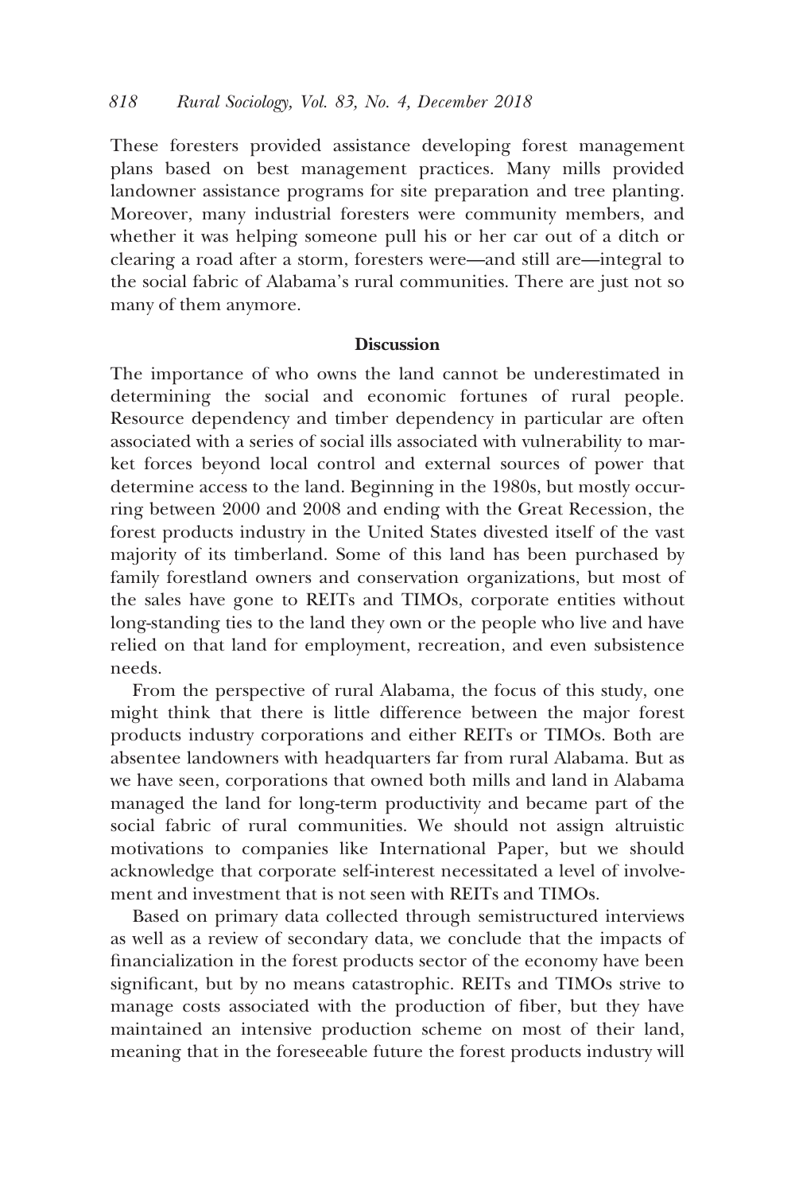These foresters provided assistance developing forest management plans based on best management practices. Many mills provided landowner assistance programs for site preparation and tree planting. Moreover, many industrial foresters were community members, and whether it was helping someone pull his or her car out of a ditch or clearing a road after a storm, foresters were—and still are—integral to the social fabric of Alabama's rural communities. There are just not so many of them anymore.

## Discussion

The importance of who owns the land cannot be underestimated in determining the social and economic fortunes of rural people. Resource dependency and timber dependency in particular are often associated with a series of social ills associated with vulnerability to market forces beyond local control and external sources of power that determine access to the land. Beginning in the 1980s, but mostly occurring between 2000 and 2008 and ending with the Great Recession, the forest products industry in the United States divested itself of the vast majority of its timberland. Some of this land has been purchased by family forestland owners and conservation organizations, but most of the sales have gone to REITs and TIMOs, corporate entities without long-standing ties to the land they own or the people who live and have relied on that land for employment, recreation, and even subsistence needs.

From the perspective of rural Alabama, the focus of this study, one might think that there is little difference between the major forest products industry corporations and either REITs or TIMOs. Both are absentee landowners with headquarters far from rural Alabama. But as we have seen, corporations that owned both mills and land in Alabama managed the land for long-term productivity and became part of the social fabric of rural communities. We should not assign altruistic motivations to companies like International Paper, but we should acknowledge that corporate self-interest necessitated a level of involvement and investment that is not seen with REITs and TIMOs.

Based on primary data collected through semistructured interviews as well as a review of secondary data, we conclude that the impacts of financialization in the forest products sector of the economy have been significant, but by no means catastrophic. REITs and TIMOs strive to manage costs associated with the production of fiber, but they have maintained an intensive production scheme on most of their land, meaning that in the foreseeable future the forest products industry will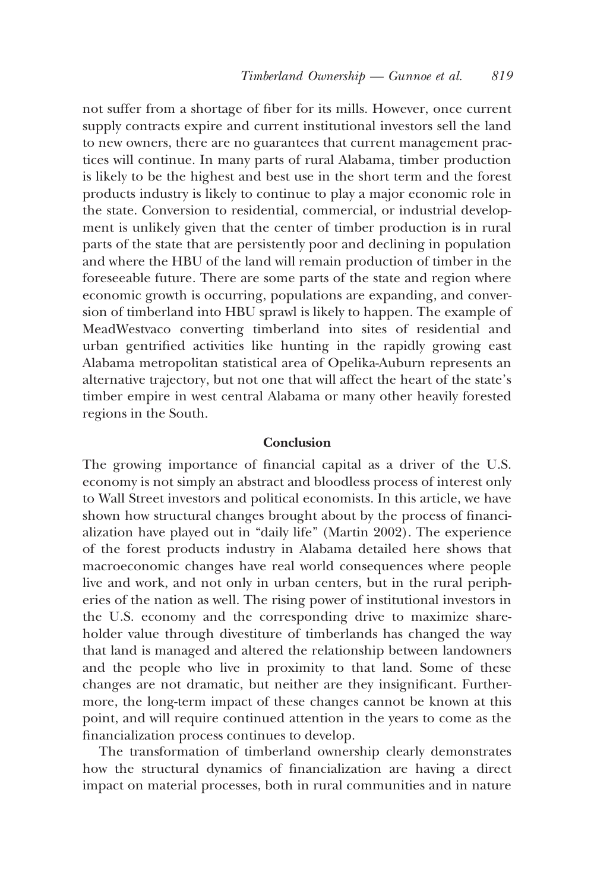not suffer from a shortage of fiber for its mills. However, once current supply contracts expire and current institutional investors sell the land to new owners, there are no guarantees that current management practices will continue. In many parts of rural Alabama, timber production is likely to be the highest and best use in the short term and the forest products industry is likely to continue to play a major economic role in the state. Conversion to residential, commercial, or industrial development is unlikely given that the center of timber production is in rural parts of the state that are persistently poor and declining in population and where the HBU of the land will remain production of timber in the foreseeable future. There are some parts of the state and region where economic growth is occurring, populations are expanding, and conversion of timberland into HBU sprawl is likely to happen. The example of MeadWestvaco converting timberland into sites of residential and urban gentrified activities like hunting in the rapidly growing east Alabama metropolitan statistical area of Opelika-Auburn represents an alternative trajectory, but not one that will affect the heart of the state's timber empire in west central Alabama or many other heavily forested regions in the South.

## Conclusion

The growing importance of financial capital as a driver of the U.S. economy is not simply an abstract and bloodless process of interest only to Wall Street investors and political economists. In this article, we have shown how structural changes brought about by the process of financialization have played out in "daily life" (Martin 2002). The experience of the forest products industry in Alabama detailed here shows that macroeconomic changes have real world consequences where people live and work, and not only in urban centers, but in the rural peripheries of the nation as well. The rising power of institutional investors in the U.S. economy and the corresponding drive to maximize shareholder value through divestiture of timberlands has changed the way that land is managed and altered the relationship between landowners and the people who live in proximity to that land. Some of these changes are not dramatic, but neither are they insignificant. Furthermore, the long-term impact of these changes cannot be known at this point, and will require continued attention in the years to come as the financialization process continues to develop.

The transformation of timberland ownership clearly demonstrates how the structural dynamics of financialization are having a direct impact on material processes, both in rural communities and in nature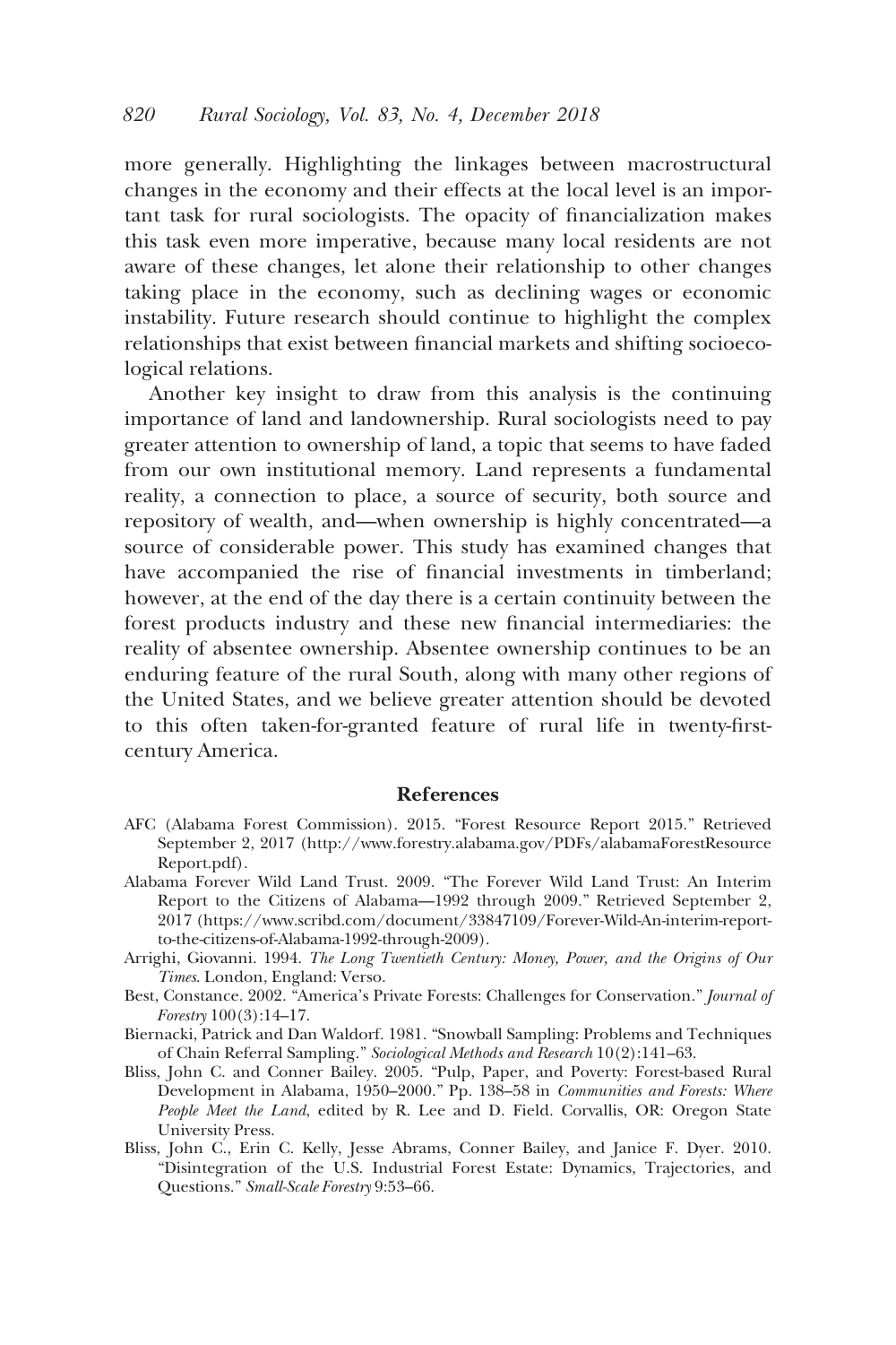more generally. Highlighting the linkages between macrostructural changes in the economy and their effects at the local level is an important task for rural sociologists. The opacity of financialization makes this task even more imperative, because many local residents are not aware of these changes, let alone their relationship to other changes taking place in the economy, such as declining wages or economic instability. Future research should continue to highlight the complex relationships that exist between financial markets and shifting socioecological relations.

Another key insight to draw from this analysis is the continuing importance of land and landownership. Rural sociologists need to pay greater attention to ownership of land, a topic that seems to have faded from our own institutional memory. Land represents a fundamental reality, a connection to place, a source of security, both source and repository of wealth, and—when ownership is highly concentrated—a source of considerable power. This study has examined changes that have accompanied the rise of financial investments in timberland; however, at the end of the day there is a certain continuity between the forest products industry and these new financial intermediaries: the reality of absentee ownership. Absentee ownership continues to be an enduring feature of the rural South, along with many other regions of the United States, and we believe greater attention should be devoted to this often taken-for-granted feature of rural life in twenty-first-century America.

## References

AFC (Alabama Forest Commission). 2015. "Forest Resource Report 2015." Retrieved September 2, 2017 (http://www.forestry.alabama.gov/PDFs/alabamaForestResourceReport.pdf).

Alabama Forever Wild Land Trust. 2009. "The Forever Wild Land Trust: An Interim Report to the Citizens of Alabama—1992 through 2009." Retrieved September 2, 2017 (https://www.scribd.com/document/33847109/Forever-Wild-An-interim-report-to-the-citizens-of-Alabama-1992-through-2009).

Arrighi, Giovanni. 1994. *The Long Twentieth Century: Money, Power, and the Origins of Our Times*. London, England: Verso.

Best, Constance. 2002. "America's Private Forests: Challenges for Conservation." *Journal of Forestry* 100(3):14–17.

Biernacki, Patrick and Dan Waldorf. 1981. "Snowball Sampling: Problems and Techniques of Chain Referral Sampling." *Sociological Methods and Research* 10(2):141–63.

Bliss, John C. and Conner Bailey. 2005. "Pulp, Paper, and Poverty: Forest-based Rural Development in Alabama, 1950–2000." Pp. 138–58 in *Communities and Forests: Where People Meet the Land*, edited by R. Lee and D. Field. Corvallis, OR: Oregon State University Press.

Bliss, John C., Erin C. Kelly, Jesse Abrams, Conner Bailey, and Janice F. Dyer. 2010. "Disintegration of the U.S. Industrial Forest Estate: Dynamics, Trajectories, and Questions." *Small-Scale Forestry* 9:53–66.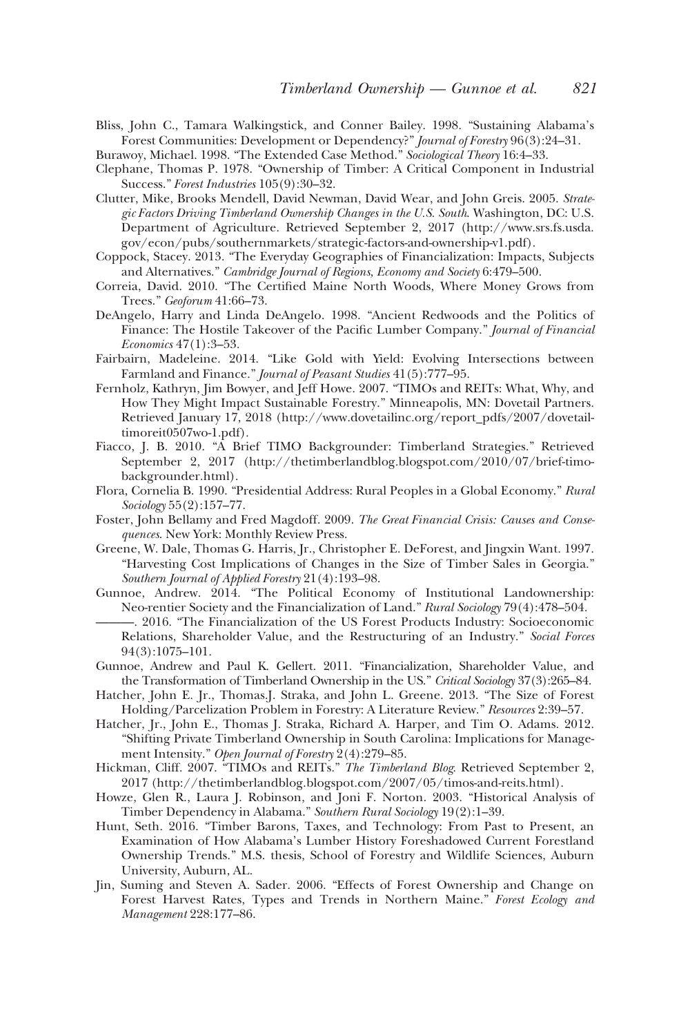Bliss, John C., Tamara Walkingstick, and Conner Bailey. 1998. "Sustaining Alabama's Forest Communities: Development or Dependency?" *Journal of Forestry* 96(3):24–31.

Burawoy, Michael. 1998. "The Extended Case Method." *Sociological Theory* 16:4–33.

Clephane, Thomas P. 1978. "Ownership of Timber: A Critical Component in Industrial Success." *Forest Industries* 105(9):30–32.

Clutter, Mike, Brooks Mendell, David Newman, David Wear, and John Greis. 2005. *Strategic Factors Driving Timberland Ownership Changes in the U.S. South*. Washington, DC: U.S. Department of Agriculture. Retrieved September 2, 2017 (http://www.srs.fs.usda.gov/econ/pubs/southernmarkets/strategic-factors-and-ownership-v1.pdf).

Coppock, Stacey. 2013. "The Everyday Geographies of Financialization: Impacts, Subjects and Alternatives." *Cambridge Journal of Regions, Economy and Society* 6:479–500.

Correia, David. 2010. "The Certified Maine North Woods, Where Money Grows from Trees." *Geoforum* 41:66–73.

DeAngelo, Harry and Linda DeAngelo. 1998. "Ancient Redwoods and the Politics of Finance: The Hostile Takeover of the Pacific Lumber Company." *Journal of Financial Economics* 47(1):3–53.

Fairbairn, Madeleine. 2014. "Like Gold with Yield: Evolving Intersections between Farmland and Finance." *Journal of Peasant Studies* 41(5):777–95.

Fernholz, Kathryn, Jim Bowyer, and Jeff Howe. 2007. "TIMOs and REITs: What, Why, and How They Might Impact Sustainable Forestry." Minneapolis, MN: Dovetail Partners. Retrieved January 17, 2018 (http://www.dovetailinc.org/report_pdfs/2007/dovetailtimoreit0507wo-1.pdf).

Fiacco, J. B. 2010. "A Brief TIMO Backgrounder: Timberland Strategies." Retrieved September 2, 2017 (http://thetimberlandblog.blogspot.com/2010/07/brief-timo-backgrounder.html).

Flora, Cornelia B. 1990. "Presidential Address: Rural Peoples in a Global Economy." *Rural Sociology* 55(2):157–77.

Foster, John Bellamy and Fred Magdoff. 2009. *The Great Financial Crisis: Causes and Consequences*. New York: Monthly Review Press.

Greene, W. Dale, Thomas G. Harris, Jr., Christopher E. DeForest, and Jingxin Want. 1997. "Harvesting Cost Implications of Changes in the Size of Timber Sales in Georgia." *Southern Journal of Applied Forestry* 21(4):193–98.

Gunnoe, Andrew. 2014. "The Political Economy of Institutional Landownership: Neo-rentier Society and the Financialization of Land." *Rural Sociology* 79(4):478–504.

———. 2016. "The Financialization of the US Forest Products Industry: Socioeconomic Relations, Shareholder Value, and the Restructuring of an Industry." *Social Forces* 94(3):1075–101.

Gunnoe, Andrew and Paul K. Gellert. 2011. "Financialization, Shareholder Value, and the Transformation of Timberland Ownership in the US." *Critical Sociology* 37(3):265–84.

Hatcher, John E. Jr., Thomas.J. Straka, and John L. Greene. 2013. "The Size of Forest Holding/Parcelization Problem in Forestry: A Literature Review." *Resources* 2:39–57.

Hatcher, Jr., John E., Thomas J. Straka, Richard A. Harper, and Tim O. Adams. 2012. "Shifting Private Timberland Ownership in South Carolina: Implications for Management Intensity." *Open Journal of Forestry* 2(4):279–85.

Hickman, Cliff. 2007. "TIMOs and REITs." *The Timberland Blog*. Retrieved September 2, 2017 (http://thetimberlandblog.blogspot.com/2007/05/timos-and-reits.html).

Howze, Glen R., Laura J. Robinson, and Joni F. Norton. 2003. "Historical Analysis of Timber Dependency in Alabama." *Southern Rural Sociology* 19(2):1–39.

Hunt, Seth. 2016. "Timber Barons, Taxes, and Technology: From Past to Present, an Examination of How Alabama's Lumber History Foreshadowed Current Forestland Ownership Trends." M.S. thesis, School of Forestry and Wildlife Sciences, Auburn University, Auburn, AL.

Jin, Suming and Steven A. Sader. 2006. "Effects of Forest Ownership and Change on Forest Harvest Rates, Types and Trends in Northern Maine." *Forest Ecology and Management* 228:177–86.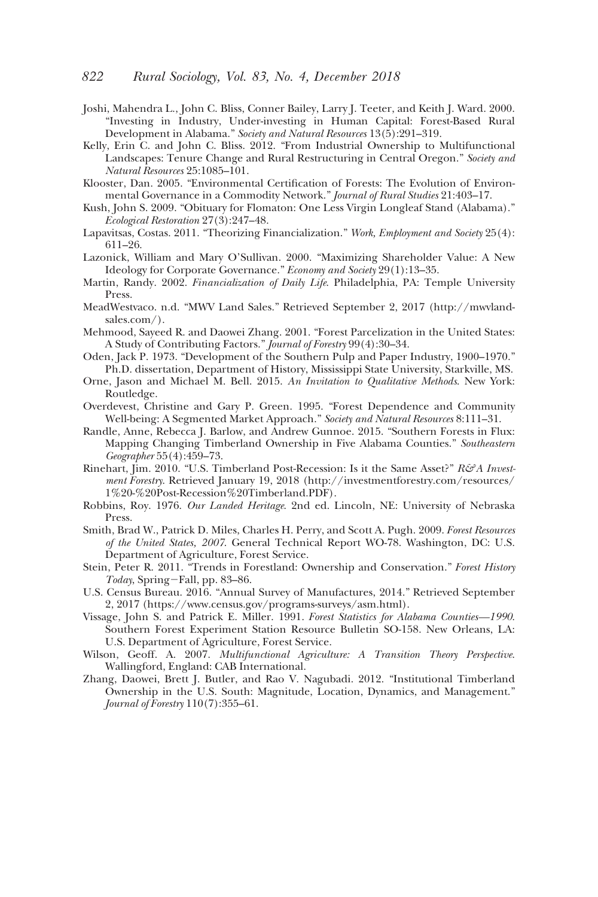Joshi, Mahendra L., John C. Bliss, Conner Bailey, Larry J. Teeter, and Keith J. Ward. 2000. "Investing in Industry, Under-investing in Human Capital: Forest-Based Rural Development in Alabama." *Society and Natural Resources* 13(5):291–319.

Kelly, Erin C. and John C. Bliss. 2012. "From Industrial Ownership to Multifunctional Landscapes: Tenure Change and Rural Restructuring in Central Oregon." *Society and Natural Resources* 25:1085–101.

Klooster, Dan. 2005. "Environmental Certification of Forests: The Evolution of Environmental Governance in a Commodity Network." *Journal of Rural Studies* 21:403–17.

Kush, John S. 2009. "Obituary for Flomaton: One Less Virgin Longleaf Stand (Alabama)." *Ecological Restoration* 27(3):247–48.

Lapavitsas, Costas. 2011. "Theorizing Financialization." *Work, Employment and Society* 25(4): 611–26.

Lazonick, William and Mary O'Sullivan. 2000. "Maximizing Shareholder Value: A New Ideology for Corporate Governance." *Economy and Society* 29(1):13–35.

Martin, Randy. 2002. *Financialization of Daily Life*. Philadelphia, PA: Temple University Press.

MeadWestvaco. n.d. "MWV Land Sales." Retrieved September 2, 2017 (http://mwvlandsales.com/).

Mehmood, Sayeed R. and Daowei Zhang. 2001. "Forest Parcelization in the United States: A Study of Contributing Factors." *Journal of Forestry* 99(4):30–34.

Oden, Jack P. 1973. "Development of the Southern Pulp and Paper Industry, 1900–1970." Ph.D. dissertation, Department of History, Mississippi State University, Starkville, MS.

Orne, Jason and Michael M. Bell. 2015. *An Invitation to Qualitative Methods*. New York: Routledge.

Overdevest, Christine and Gary P. Green. 1995. "Forest Dependence and Community Well-being: A Segmented Market Approach." *Society and Natural Resources* 8:111–31.

Randle, Anne, Rebecca J. Barlow, and Andrew Gunnoe. 2015. "Southern Forests in Flux: Mapping Changing Timberland Ownership in Five Alabama Counties." *Southeastern Geographer* 55(4):459–73.

Rinehart, Jim. 2010. "U.S. Timberland Post-Recession: Is it the Same Asset?" *R&A Investment Forestry*. Retrieved January 19, 2018 (http://investmentforestry.com/resources/1%20-%20Post-Recession%20Timberland.PDF).

Robbins, Roy. 1976. *Our Landed Heritage*. 2nd ed. Lincoln, NE: University of Nebraska Press.

Smith, Brad W., Patrick D. Miles, Charles H. Perry, and Scott A. Pugh. 2009. *Forest Resources of the United States, 2007*. General Technical Report WO-78. Washington, DC: U.S. Department of Agriculture, Forest Service.

Stein, Peter R. 2011. "Trends in Forestland: Ownership and Conservation." *Forest History Today*, Spring−Fall, pp. 83–86.

U.S. Census Bureau. 2016. "Annual Survey of Manufactures, 2014." Retrieved September 2, 2017 (https://www.census.gov/programs-surveys/asm.html).

Vissage, John S. and Patrick E. Miller. 1991. *Forest Statistics for Alabama Counties—1990*. Southern Forest Experiment Station Resource Bulletin SO-158. New Orleans, LA: U.S. Department of Agriculture, Forest Service.

Wilson, Geoff. A. 2007. *Multifunctional Agriculture: A Transition Theory Perspective*. Wallingford, England: CAB International.

Zhang, Daowei, Brett J. Butler, and Rao V. Nagubadi. 2012. "Institutional Timberland Ownership in the U.S. South: Magnitude, Location, Dynamics, and Management." *Journal of Forestry* 110(7):355–61.